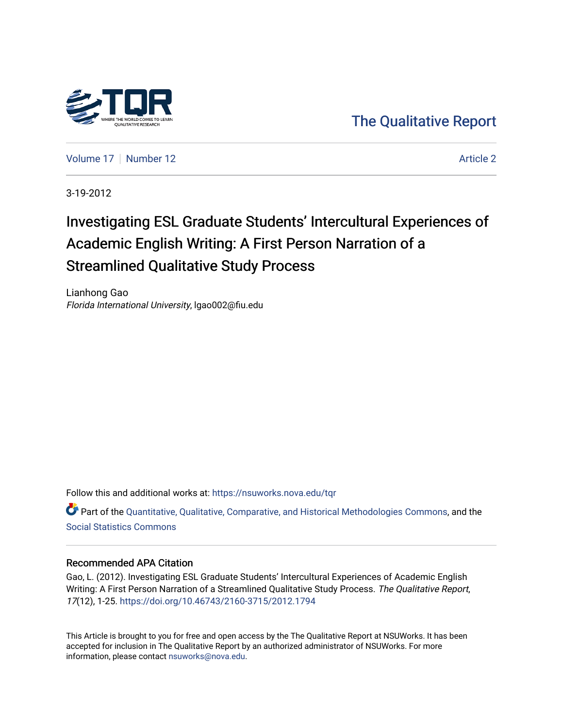The Qualitative Report

Volume 17 | Number 12 | Article 2

3-19-2012

# Investigating ESL Graduate Students' Intercultural Experiences of Academic English Writing: A First Person Narration of a Streamlined Qualitative Study Process

Lianhong Gao
*Florida International University*, lgao002@fiu.edu

Follow this and additional works at: https://nsuworks.nova.edu/tqr

Part of the Quantitative, Qualitative, Comparative, and Historical Methodologies Commons, and the Social Statistics Commons

## Recommended APA Citation

Gao, L. (2012). Investigating ESL Graduate Students' Intercultural Experiences of Academic English Writing: A First Person Narration of a Streamlined Qualitative Study Process. *The Qualitative Report*, *17*(12), 1-25. https://doi.org/10.46743/2160-3715/2012.1794

This Article is brought to you for free and open access by the The Qualitative Report at NSUWorks. It has been accepted for inclusion in The Qualitative Report by an authorized administrator of NSUWorks. For more information, please contact nsuworks@nova.edu.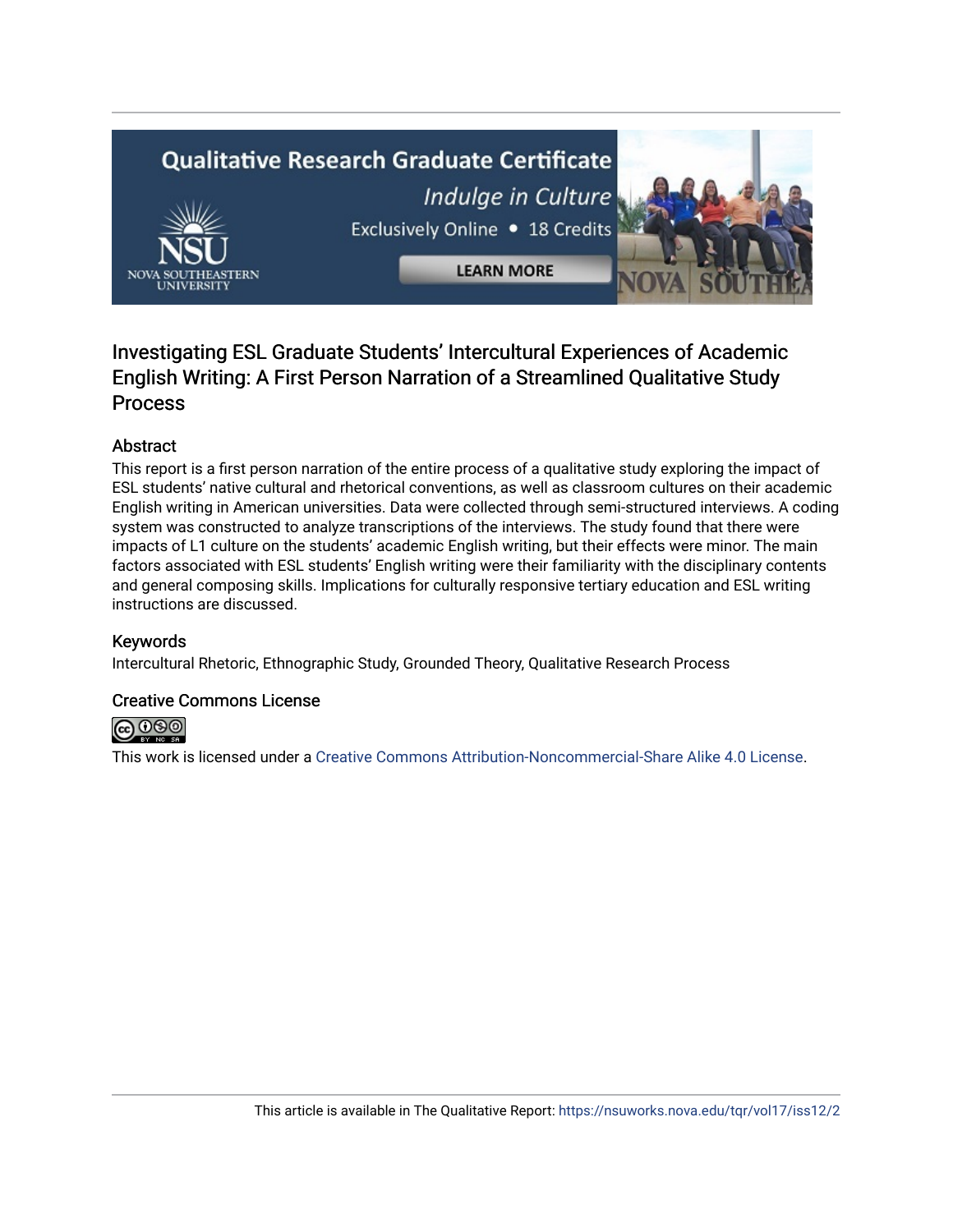# Investigating ESL Graduate Students' Intercultural Experiences of Academic English Writing: A First Person Narration of a Streamlined Qualitative Study Process

## Abstract

This report is a first person narration of the entire process of a qualitative study exploring the impact of ESL students' native cultural and rhetorical conventions, as well as classroom cultures on their academic English writing in American universities. Data were collected through semi-structured interviews. A coding system was constructed to analyze transcriptions of the interviews. The study found that there were impacts of L1 culture on the students' academic English writing, but their effects were minor. The main factors associated with ESL students' English writing were their familiarity with the disciplinary contents and general composing skills. Implications for culturally responsive tertiary education and ESL writing instructions are discussed.

## Keywords

Intercultural Rhetoric, Ethnographic Study, Grounded Theory, Qualitative Research Process

## Creative Commons License

This work is licensed under a Creative Commons Attribution-Noncommercial-Share Alike 4.0 License.

This article is available in The Qualitative Report: https://nsuworks.nova.edu/tqr/vol17/iss12/2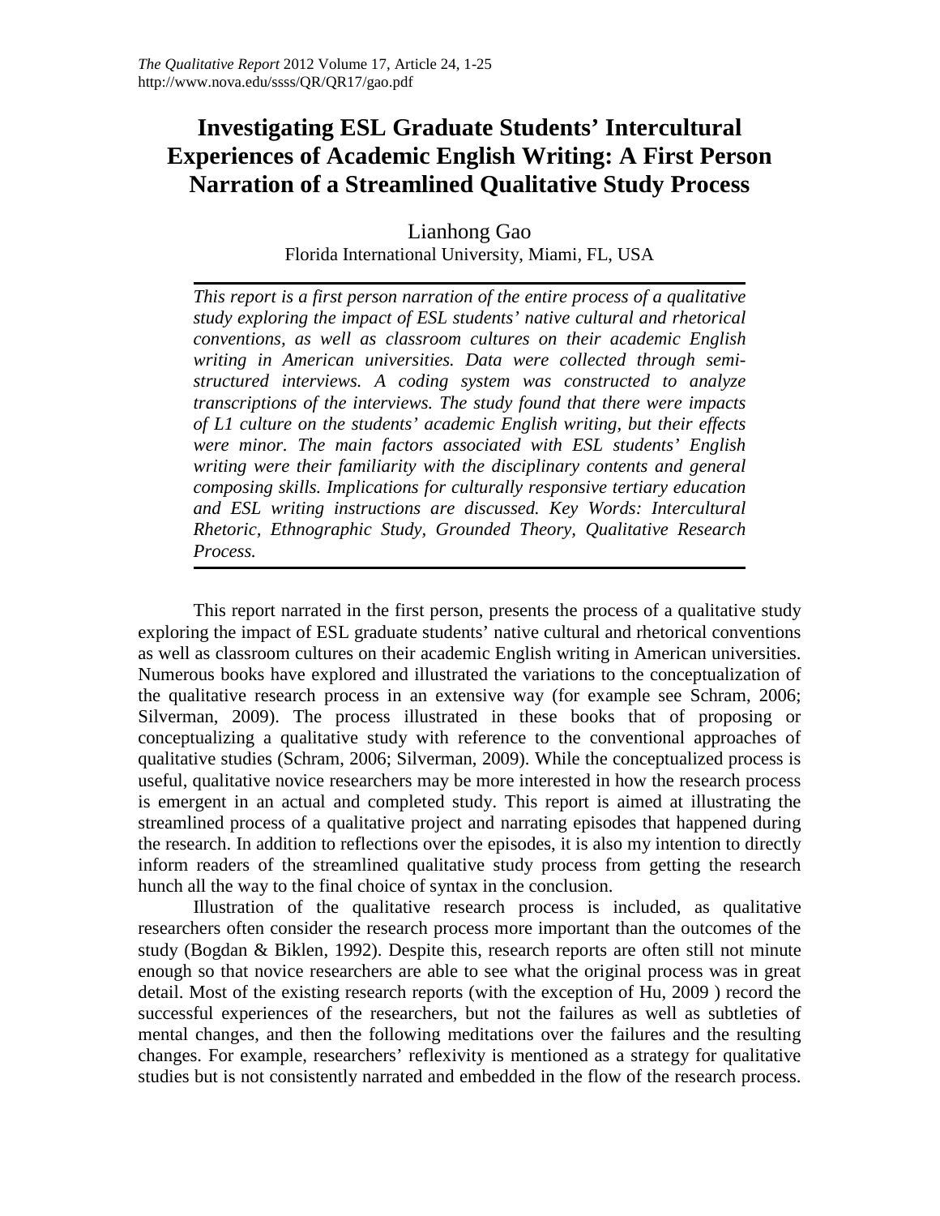# Investigating ESL Graduate Students' Intercultural Experiences of Academic English Writing: A First Person Narration of a Streamlined Qualitative Study Process

Lianhong Gao
Florida International University, Miami, FL, USA

*This report is a first person narration of the entire process of a qualitative study exploring the impact of ESL students' native cultural and rhetorical conventions, as well as classroom cultures on their academic English writing in American universities. Data were collected through semi-structured interviews. A coding system was constructed to analyze transcriptions of the interviews. The study found that there were impacts of L1 culture on the students' academic English writing, but their effects were minor. The main factors associated with ESL students' English writing were their familiarity with the disciplinary contents and general composing skills. Implications for culturally responsive tertiary education and ESL writing instructions are discussed. Key Words: Intercultural Rhetoric, Ethnographic Study, Grounded Theory, Qualitative Research Process.*

This report narrated in the first person, presents the process of a qualitative study exploring the impact of ESL graduate students' native cultural and rhetorical conventions as well as classroom cultures on their academic English writing in American universities. Numerous books have explored and illustrated the variations to the conceptualization of the qualitative research process in an extensive way (for example see Schram, 2006; Silverman, 2009). The process illustrated in these books that of proposing or conceptualizing a qualitative study with reference to the conventional approaches of qualitative studies (Schram, 2006; Silverman, 2009). While the conceptualized process is useful, qualitative novice researchers may be more interested in how the research process is emergent in an actual and completed study. This report is aimed at illustrating the streamlined process of a qualitative project and narrating episodes that happened during the research. In addition to reflections over the episodes, it is also my intention to directly inform readers of the streamlined qualitative study process from getting the research hunch all the way to the final choice of syntax in the conclusion.

Illustration of the qualitative research process is included, as qualitative researchers often consider the research process more important than the outcomes of the study (Bogdan & Biklen, 1992). Despite this, research reports are often still not minute enough so that novice researchers are able to see what the original process was in great detail. Most of the existing research reports (with the exception of Hu, 2009 ) record the successful experiences of the researchers, but not the failures as well as subtleties of mental changes, and then the following meditations over the failures and the resulting changes. For example, researchers' reflexivity is mentioned as a strategy for qualitative studies but is not consistently narrated and embedded in the flow of the research process.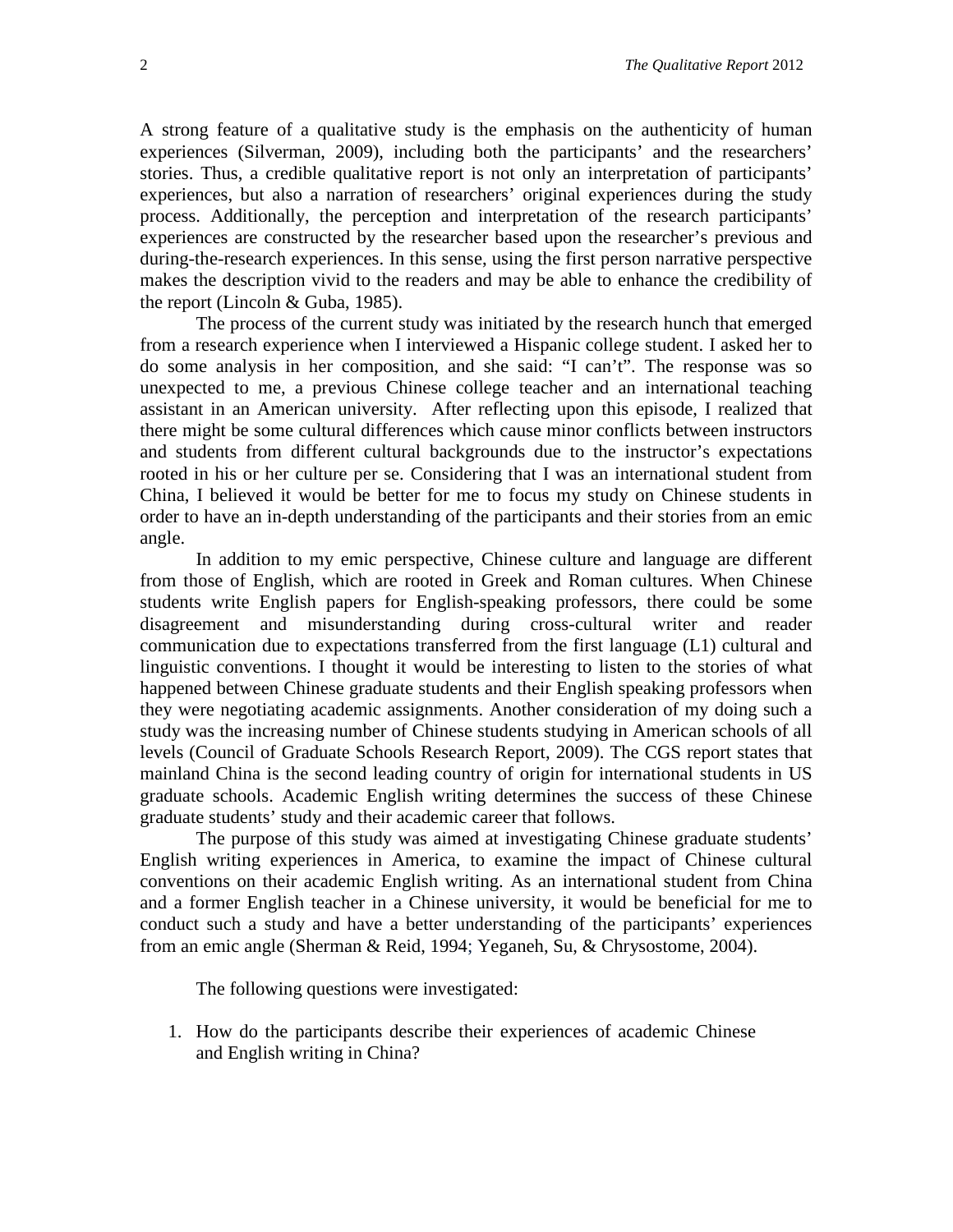A strong feature of a qualitative study is the emphasis on the authenticity of human experiences (Silverman, 2009), including both the participants' and the researchers' stories. Thus, a credible qualitative report is not only an interpretation of participants' experiences, but also a narration of researchers' original experiences during the study process. Additionally, the perception and interpretation of the research participants' experiences are constructed by the researcher based upon the researcher's previous and during-the-research experiences. In this sense, using the first person narrative perspective makes the description vivid to the readers and may be able to enhance the credibility of the report (Lincoln & Guba, 1985).

The process of the current study was initiated by the research hunch that emerged from a research experience when I interviewed a Hispanic college student. I asked her to do some analysis in her composition, and she said: "I can't". The response was so unexpected to me, a previous Chinese college teacher and an international teaching assistant in an American university. After reflecting upon this episode, I realized that there might be some cultural differences which cause minor conflicts between instructors and students from different cultural backgrounds due to the instructor's expectations rooted in his or her culture per se. Considering that I was an international student from China, I believed it would be better for me to focus my study on Chinese students in order to have an in-depth understanding of the participants and their stories from an emic angle.

In addition to my emic perspective, Chinese culture and language are different from those of English, which are rooted in Greek and Roman cultures. When Chinese students write English papers for English-speaking professors, there could be some disagreement and misunderstanding during cross-cultural writer and reader communication due to expectations transferred from the first language (L1) cultural and linguistic conventions. I thought it would be interesting to listen to the stories of what happened between Chinese graduate students and their English speaking professors when they were negotiating academic assignments. Another consideration of my doing such a study was the increasing number of Chinese students studying in American schools of all levels (Council of Graduate Schools Research Report, 2009). The CGS report states that mainland China is the second leading country of origin for international students in US graduate schools. Academic English writing determines the success of these Chinese graduate students' study and their academic career that follows.

The purpose of this study was aimed at investigating Chinese graduate students' English writing experiences in America, to examine the impact of Chinese cultural conventions on their academic English writing. As an international student from China and a former English teacher in a Chinese university, it would be beneficial for me to conduct such a study and have a better understanding of the participants' experiences from an emic angle (Sherman & Reid, 1994; Yeganeh, Su, & Chrysostome, 2004).

The following questions were investigated:

1. How do the participants describe their experiences of academic Chinese and English writing in China?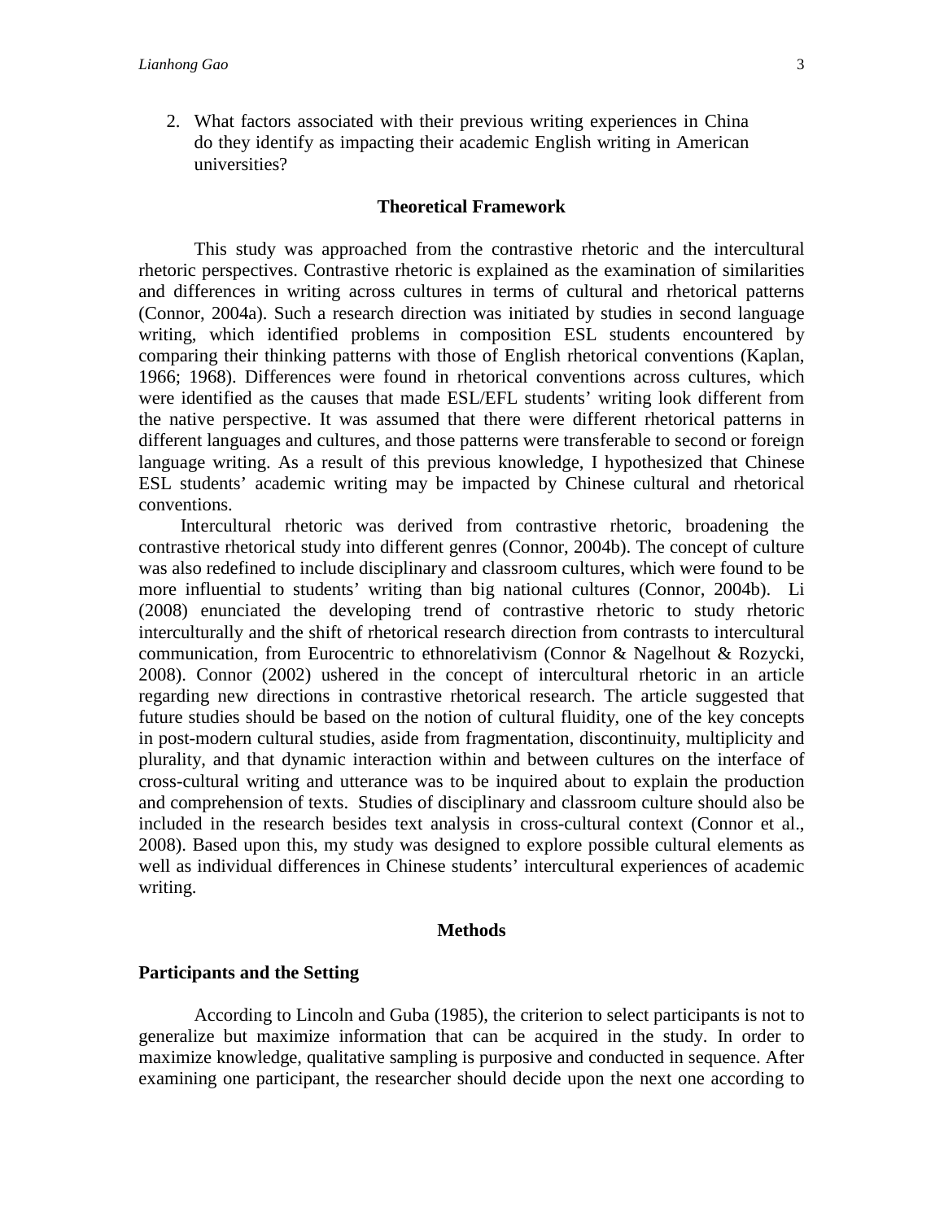2. What factors associated with their previous writing experiences in China do they identify as impacting their academic English writing in American universities?

## Theoretical Framework

This study was approached from the contrastive rhetoric and the intercultural rhetoric perspectives. Contrastive rhetoric is explained as the examination of similarities and differences in writing across cultures in terms of cultural and rhetorical patterns (Connor, 2004a). Such a research direction was initiated by studies in second language writing, which identified problems in composition ESL students encountered by comparing their thinking patterns with those of English rhetorical conventions (Kaplan, 1966; 1968). Differences were found in rhetorical conventions across cultures, which were identified as the causes that made ESL/EFL students' writing look different from the native perspective. It was assumed that there were different rhetorical patterns in different languages and cultures, and those patterns were transferable to second or foreign language writing. As a result of this previous knowledge, I hypothesized that Chinese ESL students' academic writing may be impacted by Chinese cultural and rhetorical conventions.

Intercultural rhetoric was derived from contrastive rhetoric, broadening the contrastive rhetorical study into different genres (Connor, 2004b). The concept of culture was also redefined to include disciplinary and classroom cultures, which were found to be more influential to students' writing than big national cultures (Connor, 2004b). Li (2008) enunciated the developing trend of contrastive rhetoric to study rhetoric interculturally and the shift of rhetorical research direction from contrasts to intercultural communication, from Eurocentric to ethnorelativism (Connor & Nagelhout & Rozycki, 2008). Connor (2002) ushered in the concept of intercultural rhetoric in an article regarding new directions in contrastive rhetorical research. The article suggested that future studies should be based on the notion of cultural fluidity, one of the key concepts in post-modern cultural studies, aside from fragmentation, discontinuity, multiplicity and plurality, and that dynamic interaction within and between cultures on the interface of cross-cultural writing and utterance was to be inquired about to explain the production and comprehension of texts. Studies of disciplinary and classroom culture should also be included in the research besides text analysis in cross-cultural context (Connor et al., 2008). Based upon this, my study was designed to explore possible cultural elements as well as individual differences in Chinese students' intercultural experiences of academic writing.

## Methods

### Participants and the Setting

According to Lincoln and Guba (1985), the criterion to select participants is not to generalize but maximize information that can be acquired in the study. In order to maximize knowledge, qualitative sampling is purposive and conducted in sequence. After examining one participant, the researcher should decide upon the next one according to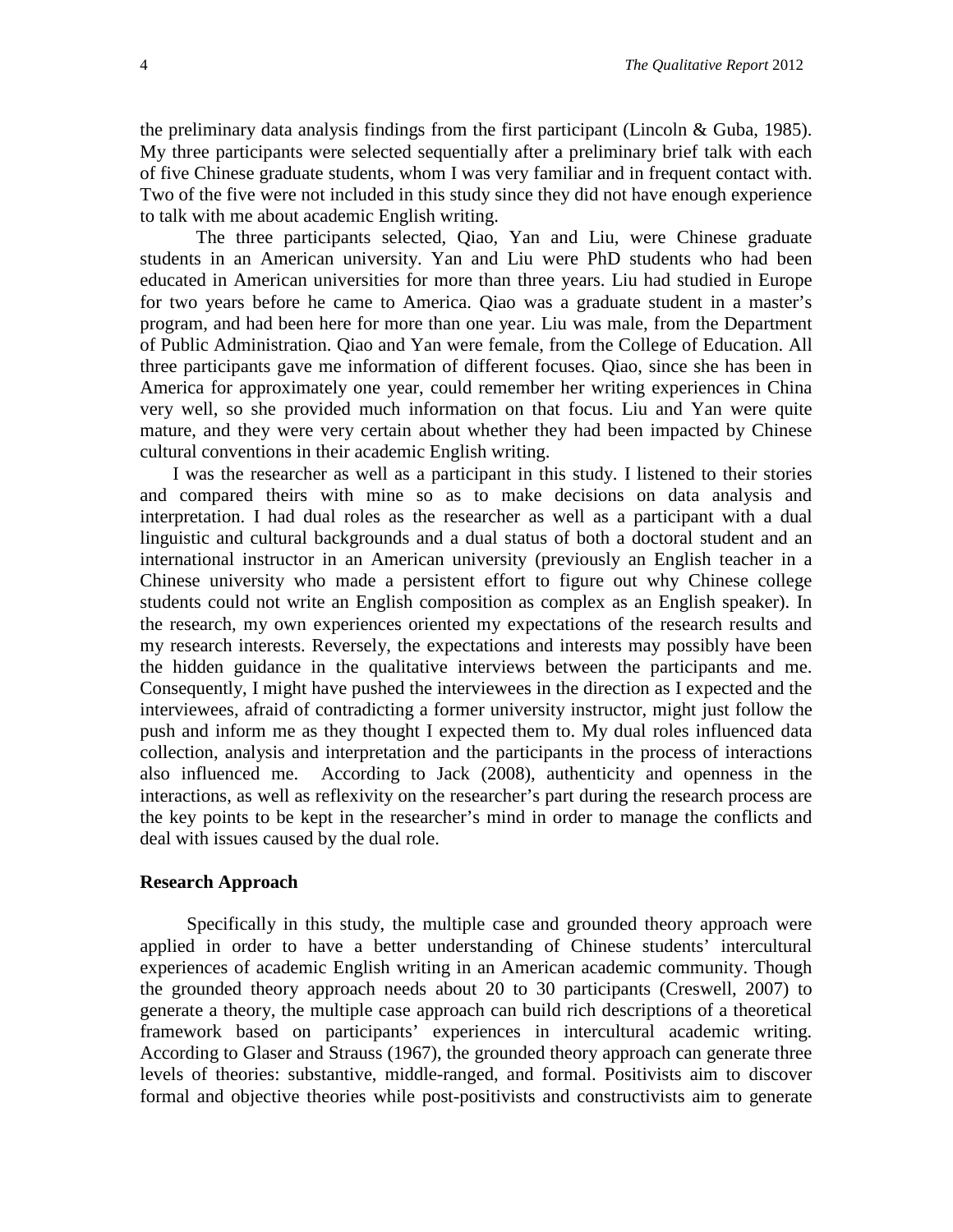the preliminary data analysis findings from the first participant (Lincoln & Guba, 1985). My three participants were selected sequentially after a preliminary brief talk with each of five Chinese graduate students, whom I was very familiar and in frequent contact with. Two of the five were not included in this study since they did not have enough experience to talk with me about academic English writing.

The three participants selected, Qiao, Yan and Liu, were Chinese graduate students in an American university. Yan and Liu were PhD students who had been educated in American universities for more than three years. Liu had studied in Europe for two years before he came to America. Qiao was a graduate student in a master's program, and had been here for more than one year. Liu was male, from the Department of Public Administration. Qiao and Yan were female, from the College of Education. All three participants gave me information of different focuses. Qiao, since she has been in America for approximately one year, could remember her writing experiences in China very well, so she provided much information on that focus. Liu and Yan were quite mature, and they were very certain about whether they had been impacted by Chinese cultural conventions in their academic English writing.

I was the researcher as well as a participant in this study. I listened to their stories and compared theirs with mine so as to make decisions on data analysis and interpretation. I had dual roles as the researcher as well as a participant with a dual linguistic and cultural backgrounds and a dual status of both a doctoral student and an international instructor in an American university (previously an English teacher in a Chinese university who made a persistent effort to figure out why Chinese college students could not write an English composition as complex as an English speaker). In the research, my own experiences oriented my expectations of the research results and my research interests. Reversely, the expectations and interests may possibly have been the hidden guidance in the qualitative interviews between the participants and me. Consequently, I might have pushed the interviewees in the direction as I expected and the interviewees, afraid of contradicting a former university instructor, might just follow the push and inform me as they thought I expected them to. My dual roles influenced data collection, analysis and interpretation and the participants in the process of interactions also influenced me. According to Jack (2008), authenticity and openness in the interactions, as well as reflexivity on the researcher's part during the research process are the key points to be kept in the researcher's mind in order to manage the conflicts and deal with issues caused by the dual role.

### Research Approach

Specifically in this study, the multiple case and grounded theory approach were applied in order to have a better understanding of Chinese students' intercultural experiences of academic English writing in an American academic community. Though the grounded theory approach needs about 20 to 30 participants (Creswell, 2007) to generate a theory, the multiple case approach can build rich descriptions of a theoretical framework based on participants' experiences in intercultural academic writing. According to Glaser and Strauss (1967), the grounded theory approach can generate three levels of theories: substantive, middle-ranged, and formal. Positivists aim to discover formal and objective theories while post-positivists and constructivists aim to generate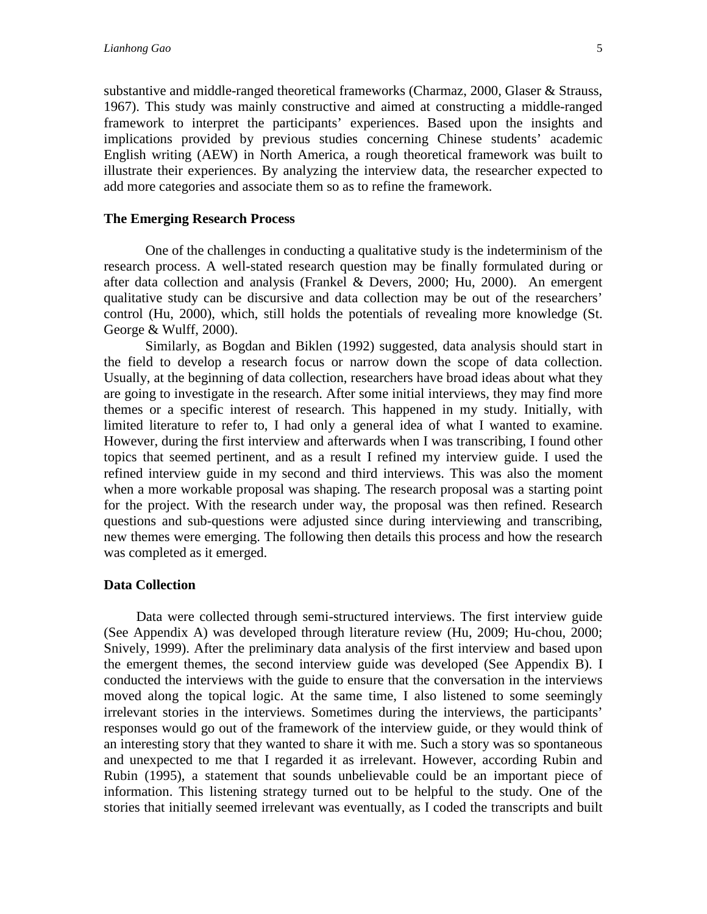substantive and middle-ranged theoretical frameworks (Charmaz, 2000, Glaser & Strauss, 1967). This study was mainly constructive and aimed at constructing a middle-ranged framework to interpret the participants' experiences. Based upon the insights and implications provided by previous studies concerning Chinese students' academic English writing (AEW) in North America, a rough theoretical framework was built to illustrate their experiences. By analyzing the interview data, the researcher expected to add more categories and associate them so as to refine the framework.

### The Emerging Research Process

One of the challenges in conducting a qualitative study is the indeterminism of the research process. A well-stated research question may be finally formulated during or after data collection and analysis (Frankel & Devers, 2000; Hu, 2000). An emergent qualitative study can be discursive and data collection may be out of the researchers' control (Hu, 2000), which, still holds the potentials of revealing more knowledge (St. George & Wulff, 2000).

Similarly, as Bogdan and Biklen (1992) suggested, data analysis should start in the field to develop a research focus or narrow down the scope of data collection. Usually, at the beginning of data collection, researchers have broad ideas about what they are going to investigate in the research. After some initial interviews, they may find more themes or a specific interest of research. This happened in my study. Initially, with limited literature to refer to, I had only a general idea of what I wanted to examine. However, during the first interview and afterwards when I was transcribing, I found other topics that seemed pertinent, and as a result I refined my interview guide. I used the refined interview guide in my second and third interviews. This was also the moment when a more workable proposal was shaping. The research proposal was a starting point for the project. With the research under way, the proposal was then refined. Research questions and sub-questions were adjusted since during interviewing and transcribing, new themes were emerging. The following then details this process and how the research was completed as it emerged.

### Data Collection

Data were collected through semi-structured interviews. The first interview guide (See Appendix A) was developed through literature review (Hu, 2009; Hu-chou, 2000; Snively, 1999). After the preliminary data analysis of the first interview and based upon the emergent themes, the second interview guide was developed (See Appendix B). I conducted the interviews with the guide to ensure that the conversation in the interviews moved along the topical logic. At the same time, I also listened to some seemingly irrelevant stories in the interviews. Sometimes during the interviews, the participants' responses would go out of the framework of the interview guide, or they would think of an interesting story that they wanted to share it with me. Such a story was so spontaneous and unexpected to me that I regarded it as irrelevant. However, according Rubin and Rubin (1995), a statement that sounds unbelievable could be an important piece of information. This listening strategy turned out to be helpful to the study. One of the stories that initially seemed irrelevant was eventually, as I coded the transcripts and built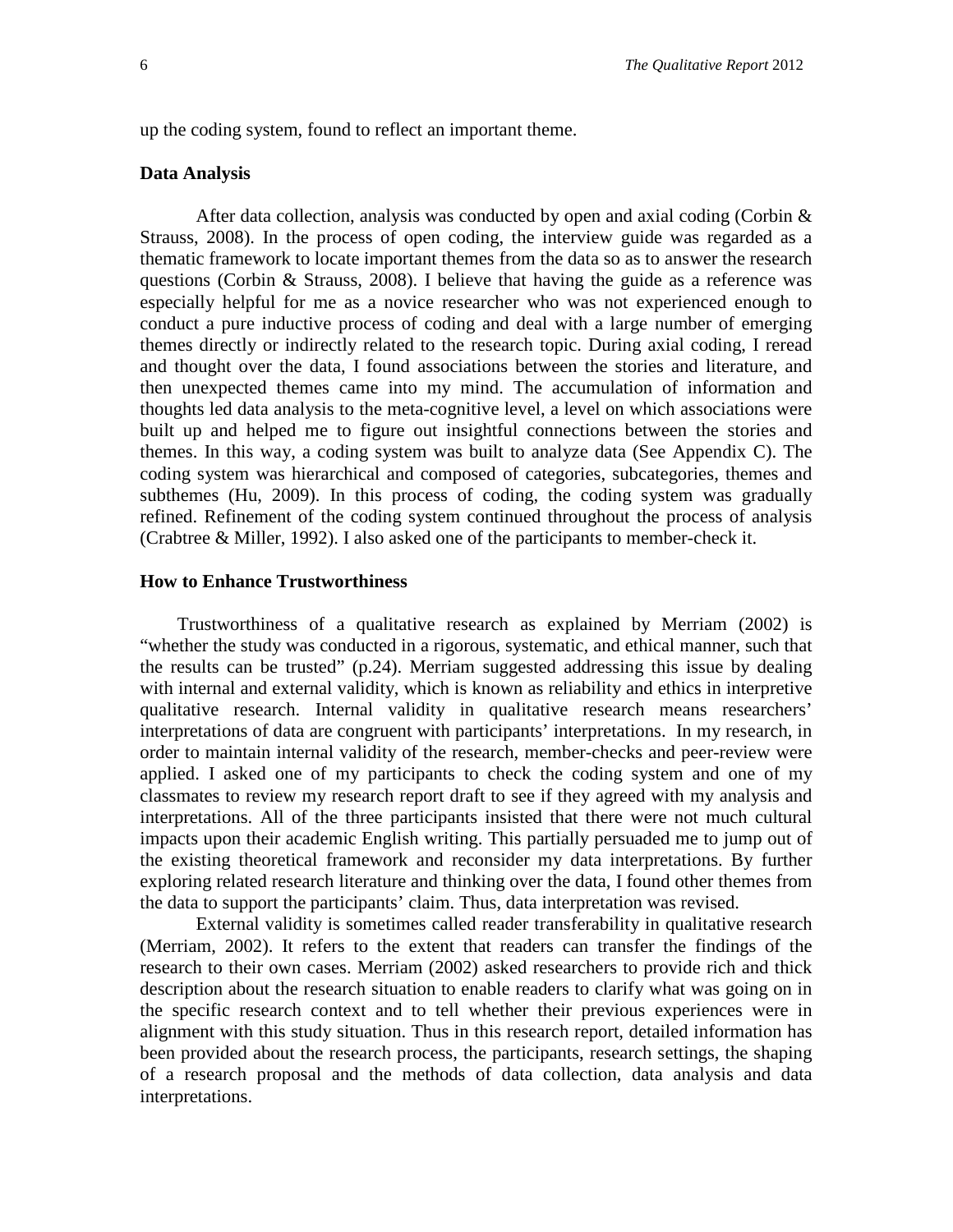up the coding system, found to reflect an important theme.

### Data Analysis

After data collection, analysis was conducted by open and axial coding (Corbin & Strauss, 2008). In the process of open coding, the interview guide was regarded as a thematic framework to locate important themes from the data so as to answer the research questions (Corbin & Strauss, 2008). I believe that having the guide as a reference was especially helpful for me as a novice researcher who was not experienced enough to conduct a pure inductive process of coding and deal with a large number of emerging themes directly or indirectly related to the research topic. During axial coding, I reread and thought over the data, I found associations between the stories and literature, and then unexpected themes came into my mind. The accumulation of information and thoughts led data analysis to the meta-cognitive level, a level on which associations were built up and helped me to figure out insightful connections between the stories and themes. In this way, a coding system was built to analyze data (See Appendix C). The coding system was hierarchical and composed of categories, subcategories, themes and subthemes (Hu, 2009). In this process of coding, the coding system was gradually refined. Refinement of the coding system continued throughout the process of analysis (Crabtree & Miller, 1992). I also asked one of the participants to member-check it.

### How to Enhance Trustworthiness

Trustworthiness of a qualitative research as explained by Merriam (2002) is "whether the study was conducted in a rigorous, systematic, and ethical manner, such that the results can be trusted" (p.24). Merriam suggested addressing this issue by dealing with internal and external validity, which is known as reliability and ethics in interpretive qualitative research. Internal validity in qualitative research means researchers' interpretations of data are congruent with participants' interpretations. In my research, in order to maintain internal validity of the research, member-checks and peer-review were applied. I asked one of my participants to check the coding system and one of my classmates to review my research report draft to see if they agreed with my analysis and interpretations. All of the three participants insisted that there were not much cultural impacts upon their academic English writing. This partially persuaded me to jump out of the existing theoretical framework and reconsider my data interpretations. By further exploring related research literature and thinking over the data, I found other themes from the data to support the participants' claim. Thus, data interpretation was revised.

External validity is sometimes called reader transferability in qualitative research (Merriam, 2002). It refers to the extent that readers can transfer the findings of the research to their own cases. Merriam (2002) asked researchers to provide rich and thick description about the research situation to enable readers to clarify what was going on in the specific research context and to tell whether their previous experiences were in alignment with this study situation. Thus in this research report, detailed information has been provided about the research process, the participants, research settings, the shaping of a research proposal and the methods of data collection, data analysis and data interpretations.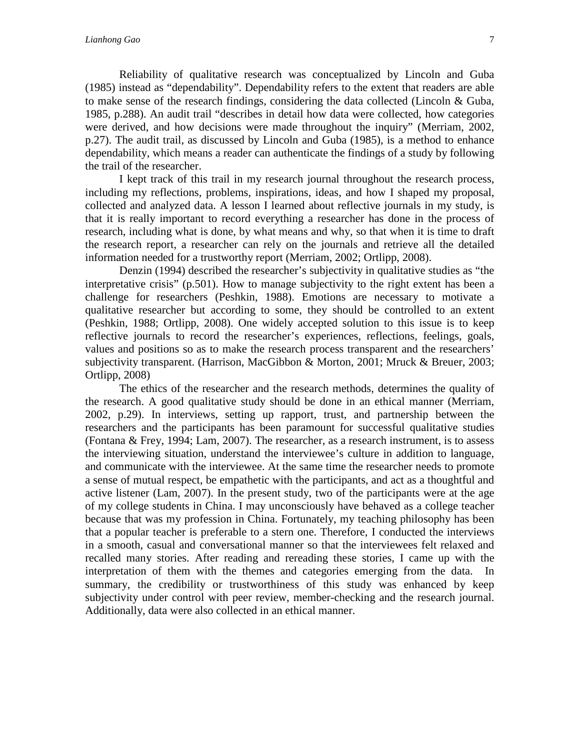Reliability of qualitative research was conceptualized by Lincoln and Guba (1985) instead as "dependability". Dependability refers to the extent that readers are able to make sense of the research findings, considering the data collected (Lincoln & Guba, 1985, p.288). An audit trail "describes in detail how data were collected, how categories were derived, and how decisions were made throughout the inquiry" (Merriam, 2002, p.27). The audit trail, as discussed by Lincoln and Guba (1985), is a method to enhance dependability, which means a reader can authenticate the findings of a study by following the trail of the researcher.

I kept track of this trail in my research journal throughout the research process, including my reflections, problems, inspirations, ideas, and how I shaped my proposal, collected and analyzed data. A lesson I learned about reflective journals in my study, is that it is really important to record everything a researcher has done in the process of research, including what is done, by what means and why, so that when it is time to draft the research report, a researcher can rely on the journals and retrieve all the detailed information needed for a trustworthy report (Merriam, 2002; Ortlipp, 2008).

Denzin (1994) described the researcher's subjectivity in qualitative studies as "the interpretative crisis" (p.501). How to manage subjectivity to the right extent has been a challenge for researchers (Peshkin, 1988). Emotions are necessary to motivate a qualitative researcher but according to some, they should be controlled to an extent (Peshkin, 1988; Ortlipp, 2008). One widely accepted solution to this issue is to keep reflective journals to record the researcher's experiences, reflections, feelings, goals, values and positions so as to make the research process transparent and the researchers' subjectivity transparent. (Harrison, MacGibbon & Morton, 2001; Mruck & Breuer, 2003; Ortlipp, 2008)

The ethics of the researcher and the research methods, determines the quality of the research. A good qualitative study should be done in an ethical manner (Merriam, 2002, p.29). In interviews, setting up rapport, trust, and partnership between the researchers and the participants has been paramount for successful qualitative studies (Fontana & Frey, 1994; Lam, 2007). The researcher, as a research instrument, is to assess the interviewing situation, understand the interviewee's culture in addition to language, and communicate with the interviewee. At the same time the researcher needs to promote a sense of mutual respect, be empathetic with the participants, and act as a thoughtful and active listener (Lam, 2007). In the present study, two of the participants were at the age of my college students in China. I may unconsciously have behaved as a college teacher because that was my profession in China. Fortunately, my teaching philosophy has been that a popular teacher is preferable to a stern one. Therefore, I conducted the interviews in a smooth, casual and conversational manner so that the interviewees felt relaxed and recalled many stories. After reading and rereading these stories, I came up with the interpretation of them with the themes and categories emerging from the data. In summary, the credibility or trustworthiness of this study was enhanced by keep subjectivity under control with peer review, member-checking and the research journal. Additionally, data were also collected in an ethical manner.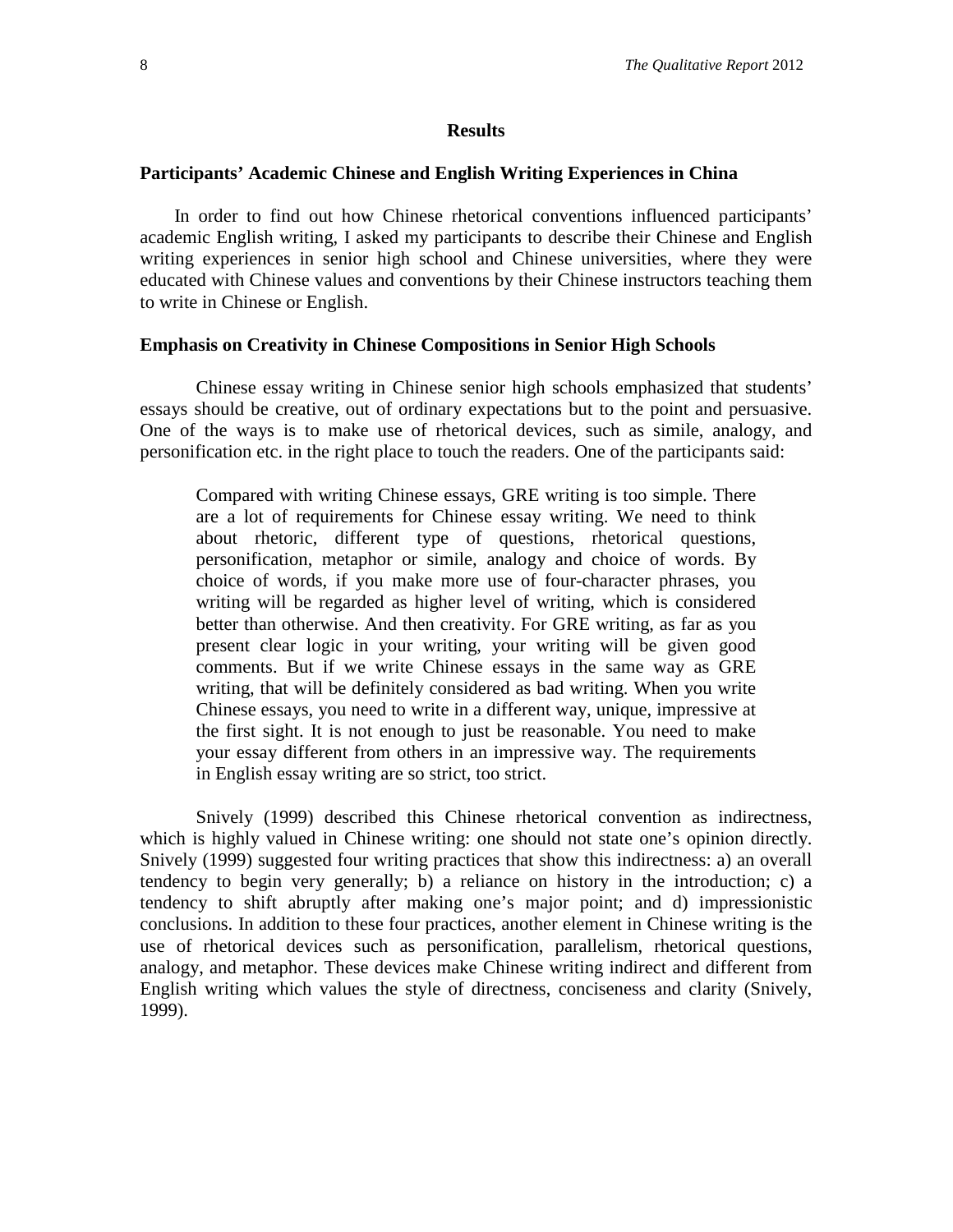## Results

### Participants' Academic Chinese and English Writing Experiences in China

In order to find out how Chinese rhetorical conventions influenced participants' academic English writing, I asked my participants to describe their Chinese and English writing experiences in senior high school and Chinese universities, where they were educated with Chinese values and conventions by their Chinese instructors teaching them to write in Chinese or English.

### Emphasis on Creativity in Chinese Compositions in Senior High Schools

Chinese essay writing in Chinese senior high schools emphasized that students' essays should be creative, out of ordinary expectations but to the point and persuasive. One of the ways is to make use of rhetorical devices, such as simile, analogy, and personification etc. in the right place to touch the readers. One of the participants said:

> Compared with writing Chinese essays, GRE writing is too simple. There are a lot of requirements for Chinese essay writing. We need to think about rhetoric, different type of questions, rhetorical questions, personification, metaphor or simile, analogy and choice of words. By choice of words, if you make more use of four-character phrases, you writing will be regarded as higher level of writing, which is considered better than otherwise. And then creativity. For GRE writing, as far as you present clear logic in your writing, your writing will be given good comments. But if we write Chinese essays in the same way as GRE writing, that will be definitely considered as bad writing. When you write Chinese essays, you need to write in a different way, unique, impressive at the first sight. It is not enough to just be reasonable. You need to make your essay different from others in an impressive way. The requirements in English essay writing are so strict, too strict.

Snively (1999) described this Chinese rhetorical convention as indirectness, which is highly valued in Chinese writing: one should not state one's opinion directly. Snively (1999) suggested four writing practices that show this indirectness: a) an overall tendency to begin very generally; b) a reliance on history in the introduction; c) a tendency to shift abruptly after making one's major point; and d) impressionistic conclusions. In addition to these four practices, another element in Chinese writing is the use of rhetorical devices such as personification, parallelism, rhetorical questions, analogy, and metaphor. These devices make Chinese writing indirect and different from English writing which values the style of directness, conciseness and clarity (Snively, 1999).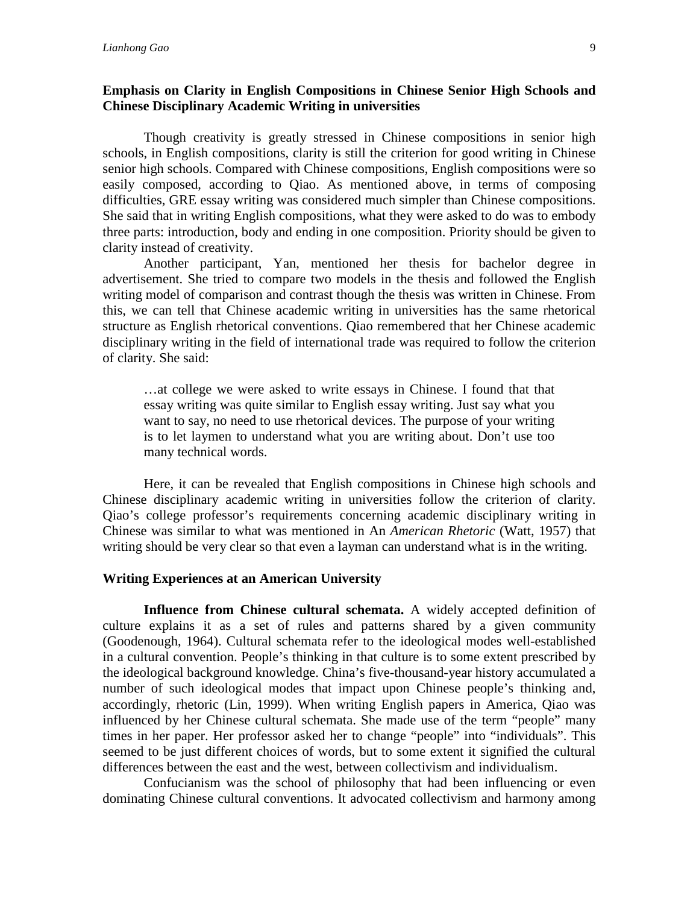### Emphasis on Clarity in English Compositions in Chinese Senior High Schools and Chinese Disciplinary Academic Writing in universities

Though creativity is greatly stressed in Chinese compositions in senior high schools, in English compositions, clarity is still the criterion for good writing in Chinese senior high schools. Compared with Chinese compositions, English compositions were so easily composed, according to Qiao. As mentioned above, in terms of composing difficulties, GRE essay writing was considered much simpler than Chinese compositions. She said that in writing English compositions, what they were asked to do was to embody three parts: introduction, body and ending in one composition. Priority should be given to clarity instead of creativity.

Another participant, Yan, mentioned her thesis for bachelor degree in advertisement. She tried to compare two models in the thesis and followed the English writing model of comparison and contrast though the thesis was written in Chinese. From this, we can tell that Chinese academic writing in universities has the same rhetorical structure as English rhetorical conventions. Qiao remembered that her Chinese academic disciplinary writing in the field of international trade was required to follow the criterion of clarity. She said:

> …at college we were asked to write essays in Chinese. I found that that essay writing was quite similar to English essay writing. Just say what you want to say, no need to use rhetorical devices. The purpose of your writing is to let laymen to understand what you are writing about. Don't use too many technical words.

Here, it can be revealed that English compositions in Chinese high schools and Chinese disciplinary academic writing in universities follow the criterion of clarity. Qiao's college professor's requirements concerning academic disciplinary writing in Chinese was similar to what was mentioned in An *American Rhetoric* (Watt, 1957) that writing should be very clear so that even a layman can understand what is in the writing.

### Writing Experiences at an American University

**Influence from Chinese cultural schemata.** A widely accepted definition of culture explains it as a set of rules and patterns shared by a given community (Goodenough, 1964). Cultural schemata refer to the ideological modes well-established in a cultural convention. People's thinking in that culture is to some extent prescribed by the ideological background knowledge. China's five-thousand-year history accumulated a number of such ideological modes that impact upon Chinese people's thinking and, accordingly, rhetoric (Lin, 1999). When writing English papers in America, Qiao was influenced by her Chinese cultural schemata. She made use of the term "people" many times in her paper. Her professor asked her to change "people" into "individuals". This seemed to be just different choices of words, but to some extent it signified the cultural differences between the east and the west, between collectivism and individualism.

Confucianism was the school of philosophy that had been influencing or even dominating Chinese cultural conventions. It advocated collectivism and harmony among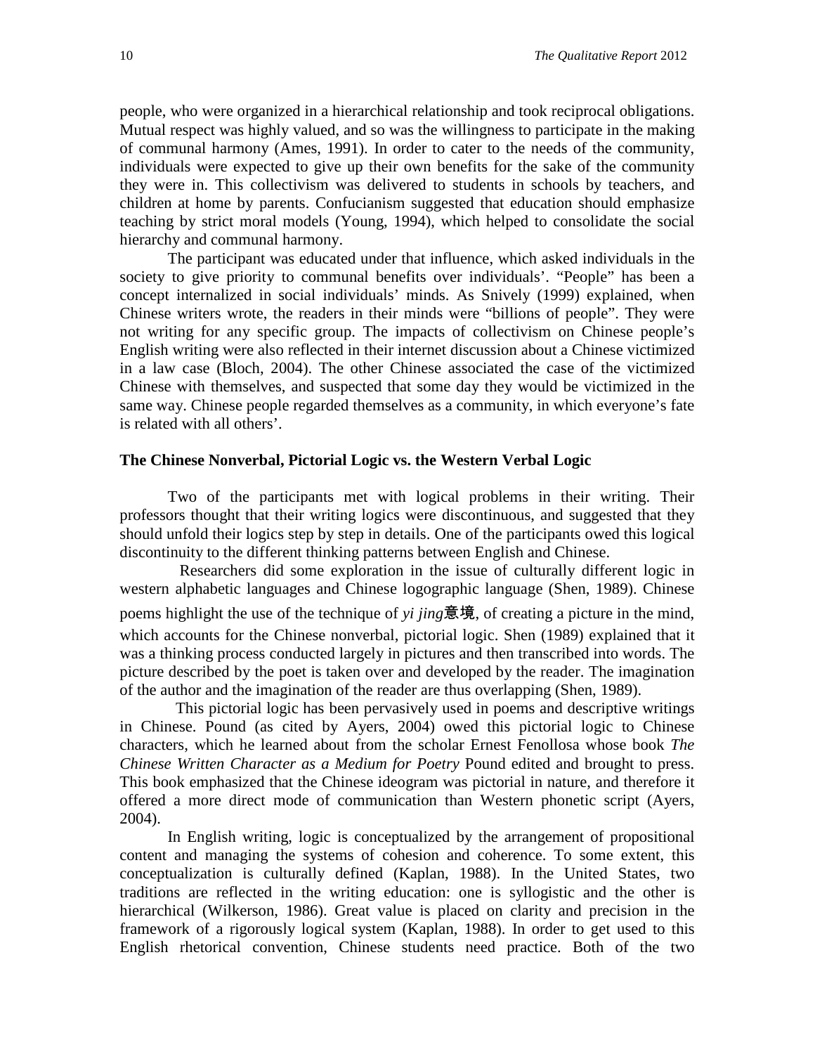people, who were organized in a hierarchical relationship and took reciprocal obligations. Mutual respect was highly valued, and so was the willingness to participate in the making of communal harmony (Ames, 1991). In order to cater to the needs of the community, individuals were expected to give up their own benefits for the sake of the community they were in. This collectivism was delivered to students in schools by teachers, and children at home by parents. Confucianism suggested that education should emphasize teaching by strict moral models (Young, 1994), which helped to consolidate the social hierarchy and communal harmony.

The participant was educated under that influence, which asked individuals in the society to give priority to communal benefits over individuals'. "People" has been a concept internalized in social individuals' minds. As Snively (1999) explained, when Chinese writers wrote, the readers in their minds were "billions of people". They were not writing for any specific group. The impacts of collectivism on Chinese people's English writing were also reflected in their internet discussion about a Chinese victimized in a law case (Bloch, 2004). The other Chinese associated the case of the victimized Chinese with themselves, and suspected that some day they would be victimized in the same way. Chinese people regarded themselves as a community, in which everyone's fate is related with all others'.

### The Chinese Nonverbal, Pictorial Logic vs. the Western Verbal Logic

Two of the participants met with logical problems in their writing. Their professors thought that their writing logics were discontinuous, and suggested that they should unfold their logics step by step in details. One of the participants owed this logical discontinuity to the different thinking patterns between English and Chinese.

Researchers did some exploration in the issue of culturally different logic in western alphabetic languages and Chinese logographic language (Shen, 1989). Chinese poems highlight the use of the technique of *yi jing*意境, of creating a picture in the mind, which accounts for the Chinese nonverbal, pictorial logic. Shen (1989) explained that it was a thinking process conducted largely in pictures and then transcribed into words. The picture described by the poet is taken over and developed by the reader. The imagination of the author and the imagination of the reader are thus overlapping (Shen, 1989).

This pictorial logic has been pervasively used in poems and descriptive writings in Chinese. Pound (as cited by Ayers, 2004) owed this pictorial logic to Chinese characters, which he learned about from the scholar Ernest Fenollosa whose book *The Chinese Written Character as a Medium for Poetry* Pound edited and brought to press. This book emphasized that the Chinese ideogram was pictorial in nature, and therefore it offered a more direct mode of communication than Western phonetic script (Ayers, 2004).

In English writing, logic is conceptualized by the arrangement of propositional content and managing the systems of cohesion and coherence. To some extent, this conceptualization is culturally defined (Kaplan, 1988). In the United States, two traditions are reflected in the writing education: one is syllogistic and the other is hierarchical (Wilkerson, 1986). Great value is placed on clarity and precision in the framework of a rigorously logical system (Kaplan, 1988). In order to get used to this English rhetorical convention, Chinese students need practice. Both of the two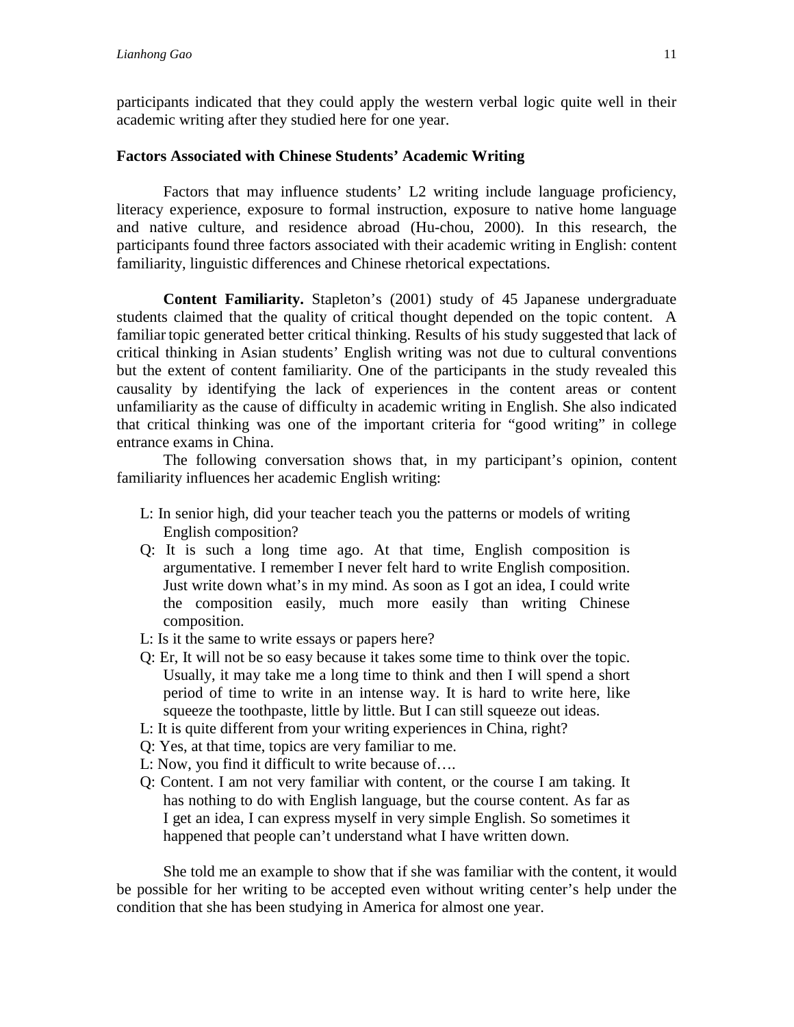participants indicated that they could apply the western verbal logic quite well in their academic writing after they studied here for one year.

### Factors Associated with Chinese Students' Academic Writing

Factors that may influence students' L2 writing include language proficiency, literacy experience, exposure to formal instruction, exposure to native home language and native culture, and residence abroad (Hu-chou, 2000). In this research, the participants found three factors associated with their academic writing in English: content familiarity, linguistic differences and Chinese rhetorical expectations.

**Content Familiarity.** Stapleton's (2001) study of 45 Japanese undergraduate students claimed that the quality of critical thought depended on the topic content. A familiar topic generated better critical thinking. Results of his study suggested that lack of critical thinking in Asian students' English writing was not due to cultural conventions but the extent of content familiarity. One of the participants in the study revealed this causality by identifying the lack of experiences in the content areas or content unfamiliarity as the cause of difficulty in academic writing in English. She also indicated that critical thinking was one of the important criteria for "good writing" in college entrance exams in China.

The following conversation shows that, in my participant's opinion, content familiarity influences her academic English writing:

L: In senior high, did your teacher teach you the patterns or models of writing English composition?

Q: It is such a long time ago. At that time, English composition is argumentative. I remember I never felt hard to write English composition. Just write down what's in my mind. As soon as I got an idea, I could write the composition easily, much more easily than writing Chinese composition.

L: Is it the same to write essays or papers here?

Q: Er, It will not be so easy because it takes some time to think over the topic. Usually, it may take me a long time to think and then I will spend a short period of time to write in an intense way. It is hard to write here, like squeeze the toothpaste, little by little. But I can still squeeze out ideas.

L: It is quite different from your writing experiences in China, right?

Q: Yes, at that time, topics are very familiar to me.

L: Now, you find it difficult to write because of….

Q: Content. I am not very familiar with content, or the course I am taking. It has nothing to do with English language, but the course content. As far as I get an idea, I can express myself in very simple English. So sometimes it happened that people can't understand what I have written down.

She told me an example to show that if she was familiar with the content, it would be possible for her writing to be accepted even without writing center's help under the condition that she has been studying in America for almost one year.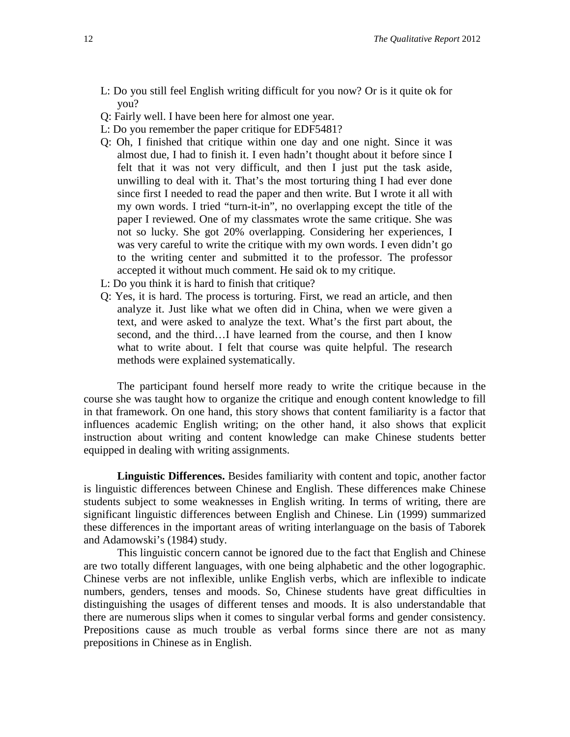L: Do you still feel English writing difficult for you now? Or is it quite ok for you?

Q: Fairly well. I have been here for almost one year.

L: Do you remember the paper critique for EDF5481?

Q: Oh, I finished that critique within one day and one night. Since it was almost due, I had to finish it. I even hadn't thought about it before since I felt that it was not very difficult, and then I just put the task aside, unwilling to deal with it. That's the most torturing thing I had ever done since first I needed to read the paper and then write. But I wrote it all with my own words. I tried "turn-it-in", no overlapping except the title of the paper I reviewed. One of my classmates wrote the same critique. She was not so lucky. She got 20% overlapping. Considering her experiences, I was very careful to write the critique with my own words. I even didn't go to the writing center and submitted it to the professor. The professor accepted it without much comment. He said ok to my critique.

L: Do you think it is hard to finish that critique?

Q: Yes, it is hard. The process is torturing. First, we read an article, and then analyze it. Just like what we often did in China, when we were given a text, and were asked to analyze the text. What's the first part about, the second, and the third…I have learned from the course, and then I know what to write about. I felt that course was quite helpful. The research methods were explained systematically.

The participant found herself more ready to write the critique because in the course she was taught how to organize the critique and enough content knowledge to fill in that framework. On one hand, this story shows that content familiarity is a factor that influences academic English writing; on the other hand, it also shows that explicit instruction about writing and content knowledge can make Chinese students better equipped in dealing with writing assignments.

**Linguistic Differences.** Besides familiarity with content and topic, another factor is linguistic differences between Chinese and English. These differences make Chinese students subject to some weaknesses in English writing. In terms of writing, there are significant linguistic differences between English and Chinese. Lin (1999) summarized these differences in the important areas of writing interlanguage on the basis of Taborek and Adamowski's (1984) study.

This linguistic concern cannot be ignored due to the fact that English and Chinese are two totally different languages, with one being alphabetic and the other logographic. Chinese verbs are not inflexible, unlike English verbs, which are inflexible to indicate numbers, genders, tenses and moods. So, Chinese students have great difficulties in distinguishing the usages of different tenses and moods. It is also understandable that there are numerous slips when it comes to singular verbal forms and gender consistency. Prepositions cause as much trouble as verbal forms since there are not as many prepositions in Chinese as in English.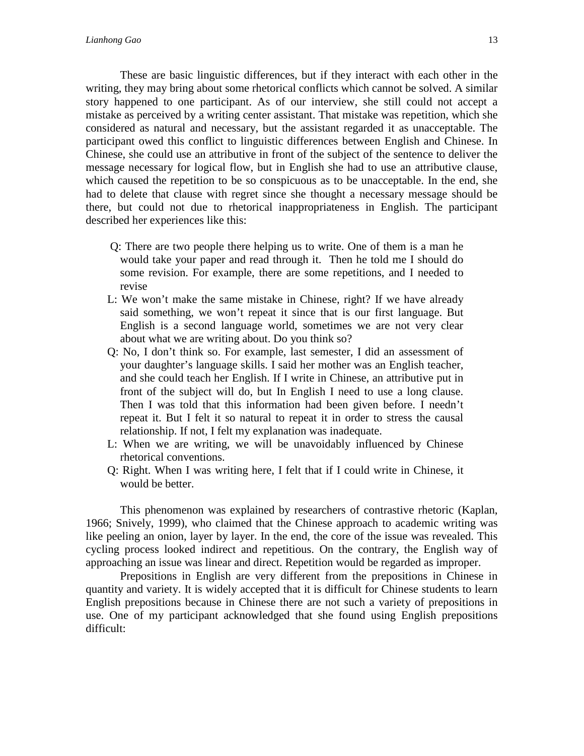These are basic linguistic differences, but if they interact with each other in the writing, they may bring about some rhetorical conflicts which cannot be solved. A similar story happened to one participant. As of our interview, she still could not accept a mistake as perceived by a writing center assistant. That mistake was repetition, which she considered as natural and necessary, but the assistant regarded it as unacceptable. The participant owed this conflict to linguistic differences between English and Chinese. In Chinese, she could use an attributive in front of the subject of the sentence to deliver the message necessary for logical flow, but in English she had to use an attributive clause, which caused the repetition to be so conspicuous as to be unacceptable. In the end, she had to delete that clause with regret since she thought a necessary message should be there, but could not due to rhetorical inappropriateness in English. The participant described her experiences like this:

> Q: There are two people there helping us to write. One of them is a man he would take your paper and read through it. Then he told me I should do some revision. For example, there are some repetitions, and I needed to revise
>
> L: We won't make the same mistake in Chinese, right? If we have already said something, we won't repeat it since that is our first language. But English is a second language world, sometimes we are not very clear about what we are writing about. Do you think so?
>
> Q: No, I don't think so. For example, last semester, I did an assessment of your daughter's language skills. I said her mother was an English teacher, and she could teach her English. If I write in Chinese, an attributive put in front of the subject will do, but In English I need to use a long clause. Then I was told that this information had been given before. I needn't repeat it. But I felt it so natural to repeat it in order to stress the causal relationship. If not, I felt my explanation was inadequate.
>
> L: When we are writing, we will be unavoidably influenced by Chinese rhetorical conventions.
>
> Q: Right. When I was writing here, I felt that if I could write in Chinese, it would be better.

This phenomenon was explained by researchers of contrastive rhetoric (Kaplan, 1966; Snively, 1999), who claimed that the Chinese approach to academic writing was like peeling an onion, layer by layer. In the end, the core of the issue was revealed. This cycling process looked indirect and repetitious. On the contrary, the English way of approaching an issue was linear and direct. Repetition would be regarded as improper.

Prepositions in English are very different from the prepositions in Chinese in quantity and variety. It is widely accepted that it is difficult for Chinese students to learn English prepositions because in Chinese there are not such a variety of prepositions in use. One of my participant acknowledged that she found using English prepositions difficult: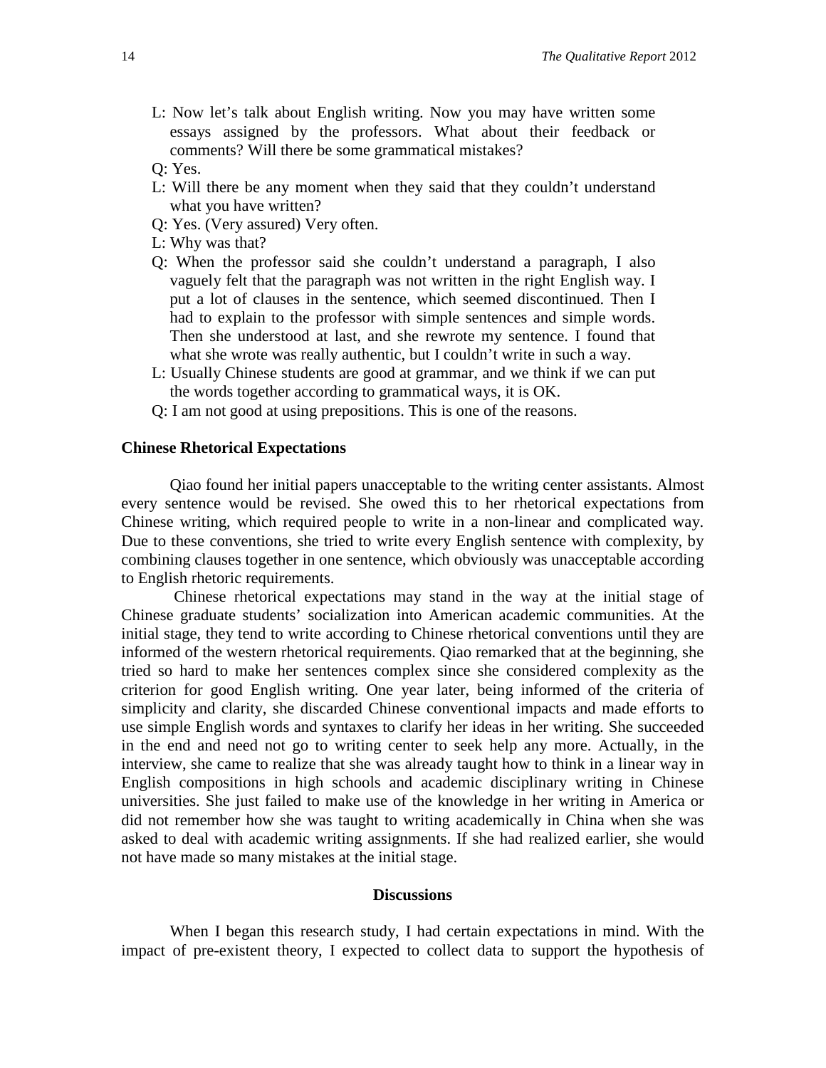L: Now let's talk about English writing. Now you may have written some essays assigned by the professors. What about their feedback or comments? Will there be some grammatical mistakes?

Q: Yes.

L: Will there be any moment when they said that they couldn't understand what you have written?

Q: Yes. (Very assured) Very often.

L: Why was that?

Q: When the professor said she couldn't understand a paragraph, I also vaguely felt that the paragraph was not written in the right English way. I put a lot of clauses in the sentence, which seemed discontinued. Then I had to explain to the professor with simple sentences and simple words. Then she understood at last, and she rewrote my sentence. I found that what she wrote was really authentic, but I couldn't write in such a way.

L: Usually Chinese students are good at grammar, and we think if we can put the words together according to grammatical ways, it is OK.

Q: I am not good at using prepositions. This is one of the reasons.

### Chinese Rhetorical Expectations

Qiao found her initial papers unacceptable to the writing center assistants. Almost every sentence would be revised. She owed this to her rhetorical expectations from Chinese writing, which required people to write in a non-linear and complicated way. Due to these conventions, she tried to write every English sentence with complexity, by combining clauses together in one sentence, which obviously was unacceptable according to English rhetoric requirements.

Chinese rhetorical expectations may stand in the way at the initial stage of Chinese graduate students' socialization into American academic communities. At the initial stage, they tend to write according to Chinese rhetorical conventions until they are informed of the western rhetorical requirements. Qiao remarked that at the beginning, she tried so hard to make her sentences complex since she considered complexity as the criterion for good English writing. One year later, being informed of the criteria of simplicity and clarity, she discarded Chinese conventional impacts and made efforts to use simple English words and syntaxes to clarify her ideas in her writing. She succeeded in the end and need not go to writing center to seek help any more. Actually, in the interview, she came to realize that she was already taught how to think in a linear way in English compositions in high schools and academic disciplinary writing in Chinese universities. She just failed to make use of the knowledge in her writing in America or did not remember how she was taught to writing academically in China when she was asked to deal with academic writing assignments. If she had realized earlier, she would not have made so many mistakes at the initial stage.

## Discussions

When I began this research study, I had certain expectations in mind. With the impact of pre-existent theory, I expected to collect data to support the hypothesis of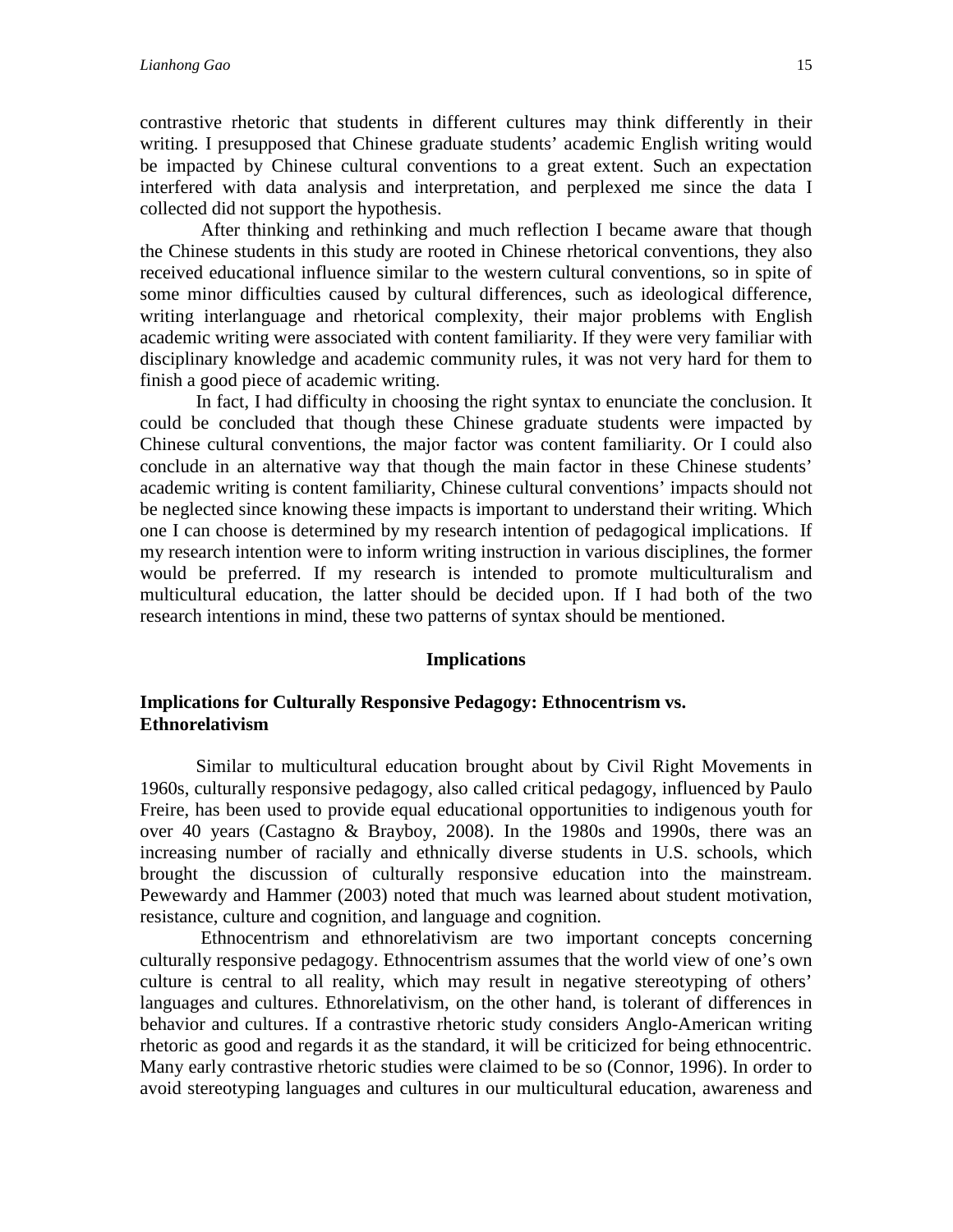contrastive rhetoric that students in different cultures may think differently in their writing. I presupposed that Chinese graduate students' academic English writing would be impacted by Chinese cultural conventions to a great extent. Such an expectation interfered with data analysis and interpretation, and perplexed me since the data I collected did not support the hypothesis.

After thinking and rethinking and much reflection I became aware that though the Chinese students in this study are rooted in Chinese rhetorical conventions, they also received educational influence similar to the western cultural conventions, so in spite of some minor difficulties caused by cultural differences, such as ideological difference, writing interlanguage and rhetorical complexity, their major problems with English academic writing were associated with content familiarity. If they were very familiar with disciplinary knowledge and academic community rules, it was not very hard for them to finish a good piece of academic writing.

In fact, I had difficulty in choosing the right syntax to enunciate the conclusion. It could be concluded that though these Chinese graduate students were impacted by Chinese cultural conventions, the major factor was content familiarity. Or I could also conclude in an alternative way that though the main factor in these Chinese students' academic writing is content familiarity, Chinese cultural conventions' impacts should not be neglected since knowing these impacts is important to understand their writing. Which one I can choose is determined by my research intention of pedagogical implications. If my research intention were to inform writing instruction in various disciplines, the former would be preferred. If my research is intended to promote multiculturalism and multicultural education, the latter should be decided upon. If I had both of the two research intentions in mind, these two patterns of syntax should be mentioned.

## Implications

### Implications for Culturally Responsive Pedagogy: Ethnocentrism vs. Ethnorelativism

Similar to multicultural education brought about by Civil Right Movements in 1960s, culturally responsive pedagogy, also called critical pedagogy, influenced by Paulo Freire, has been used to provide equal educational opportunities to indigenous youth for over 40 years (Castagno & Brayboy, 2008). In the 1980s and 1990s, there was an increasing number of racially and ethnically diverse students in U.S. schools, which brought the discussion of culturally responsive education into the mainstream. Pewewardy and Hammer (2003) noted that much was learned about student motivation, resistance, culture and cognition, and language and cognition.

Ethnocentrism and ethnorelativism are two important concepts concerning culturally responsive pedagogy. Ethnocentrism assumes that the world view of one's own culture is central to all reality, which may result in negative stereotyping of others' languages and cultures. Ethnorelativism, on the other hand, is tolerant of differences in behavior and cultures. If a contrastive rhetoric study considers Anglo-American writing rhetoric as good and regards it as the standard, it will be criticized for being ethnocentric. Many early contrastive rhetoric studies were claimed to be so (Connor, 1996). In order to avoid stereotyping languages and cultures in our multicultural education, awareness and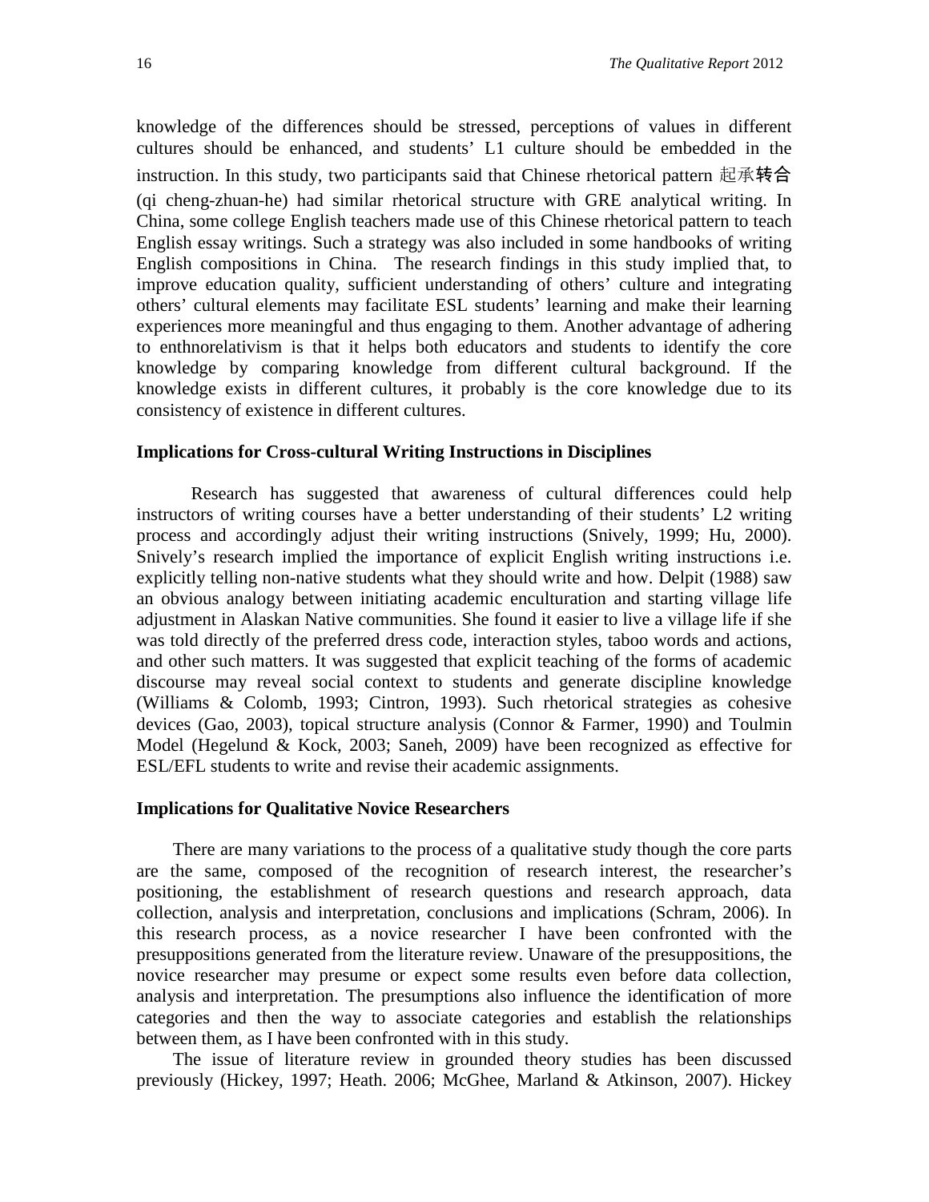knowledge of the differences should be stressed, perceptions of values in different cultures should be enhanced, and students' L1 culture should be embedded in the instruction. In this study, two participants said that Chinese rhetorical pattern 起承转合 (qi cheng-zhuan-he) had similar rhetorical structure with GRE analytical writing. In China, some college English teachers made use of this Chinese rhetorical pattern to teach English essay writings. Such a strategy was also included in some handbooks of writing English compositions in China. The research findings in this study implied that, to improve education quality, sufficient understanding of others' culture and integrating others' cultural elements may facilitate ESL students' learning and make their learning experiences more meaningful and thus engaging to them. Another advantage of adhering to enthnorelativism is that it helps both educators and students to identify the core knowledge by comparing knowledge from different cultural background. If the knowledge exists in different cultures, it probably is the core knowledge due to its consistency of existence in different cultures.

### Implications for Cross-cultural Writing Instructions in Disciplines

Research has suggested that awareness of cultural differences could help instructors of writing courses have a better understanding of their students' L2 writing process and accordingly adjust their writing instructions (Snively, 1999; Hu, 2000). Snively's research implied the importance of explicit English writing instructions i.e. explicitly telling non-native students what they should write and how. Delpit (1988) saw an obvious analogy between initiating academic enculturation and starting village life adjustment in Alaskan Native communities. She found it easier to live a village life if she was told directly of the preferred dress code, interaction styles, taboo words and actions, and other such matters. It was suggested that explicit teaching of the forms of academic discourse may reveal social context to students and generate discipline knowledge (Williams & Colomb, 1993; Cintron, 1993). Such rhetorical strategies as cohesive devices (Gao, 2003), topical structure analysis (Connor & Farmer, 1990) and Toulmin Model (Hegelund & Kock, 2003; Saneh, 2009) have been recognized as effective for ESL/EFL students to write and revise their academic assignments.

### Implications for Qualitative Novice Researchers

There are many variations to the process of a qualitative study though the core parts are the same, composed of the recognition of research interest, the researcher's positioning, the establishment of research questions and research approach, data collection, analysis and interpretation, conclusions and implications (Schram, 2006). In this research process, as a novice researcher I have been confronted with the presuppositions generated from the literature review. Unaware of the presuppositions, the novice researcher may presume or expect some results even before data collection, analysis and interpretation. The presumptions also influence the identification of more categories and then the way to associate categories and establish the relationships between them, as I have been confronted with in this study.

The issue of literature review in grounded theory studies has been discussed previously (Hickey, 1997; Heath. 2006; McGhee, Marland & Atkinson, 2007). Hickey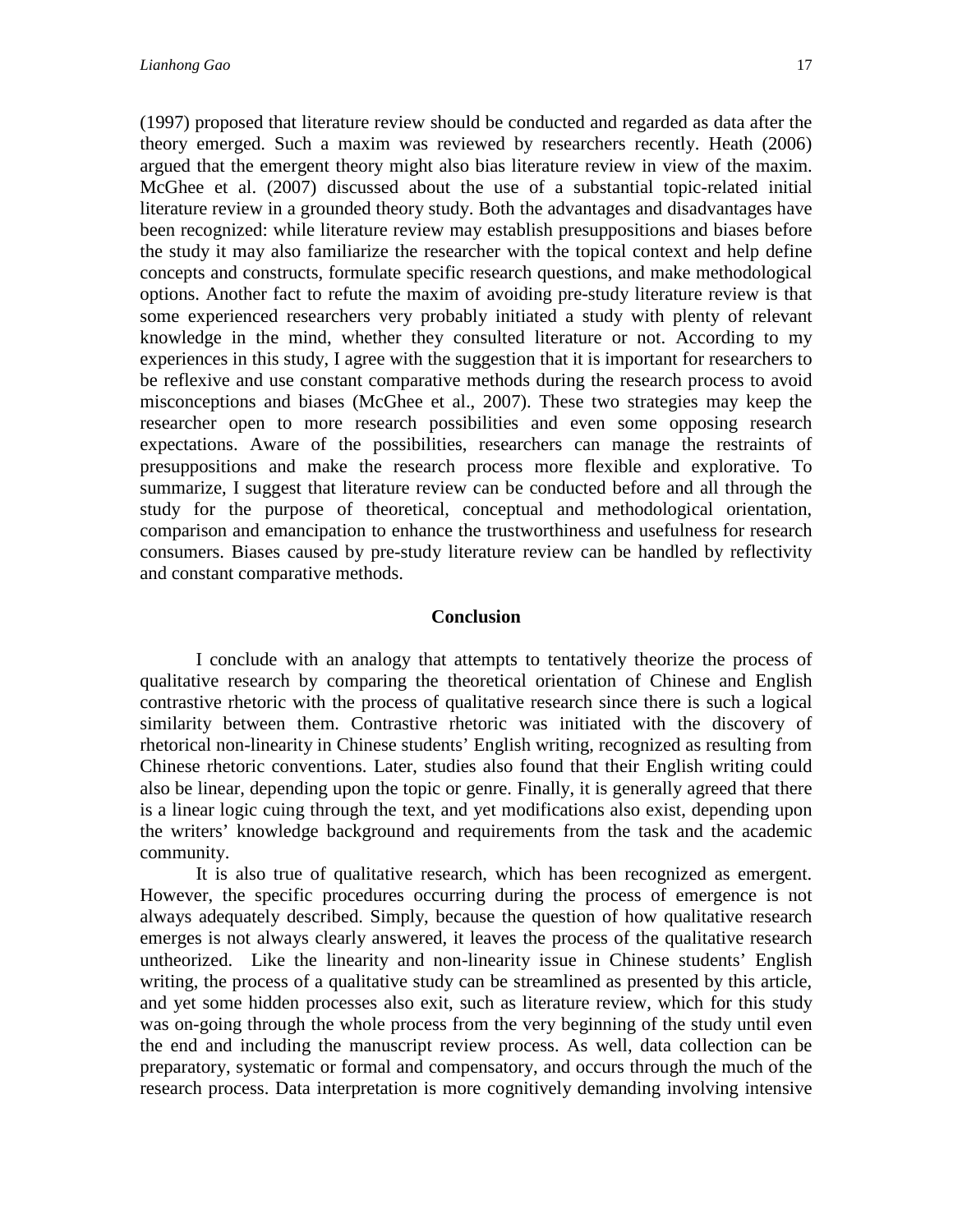(1997) proposed that literature review should be conducted and regarded as data after the theory emerged. Such a maxim was reviewed by researchers recently. Heath (2006) argued that the emergent theory might also bias literature review in view of the maxim. McGhee et al. (2007) discussed about the use of a substantial topic-related initial literature review in a grounded theory study. Both the advantages and disadvantages have been recognized: while literature review may establish presuppositions and biases before the study it may also familiarize the researcher with the topical context and help define concepts and constructs, formulate specific research questions, and make methodological options. Another fact to refute the maxim of avoiding pre-study literature review is that some experienced researchers very probably initiated a study with plenty of relevant knowledge in the mind, whether they consulted literature or not. According to my experiences in this study, I agree with the suggestion that it is important for researchers to be reflexive and use constant comparative methods during the research process to avoid misconceptions and biases (McGhee et al., 2007). These two strategies may keep the researcher open to more research possibilities and even some opposing research expectations. Aware of the possibilities, researchers can manage the restraints of presuppositions and make the research process more flexible and explorative. To summarize, I suggest that literature review can be conducted before and all through the study for the purpose of theoretical, conceptual and methodological orientation, comparison and emancipation to enhance the trustworthiness and usefulness for research consumers. Biases caused by pre-study literature review can be handled by reflectivity and constant comparative methods.

## Conclusion

I conclude with an analogy that attempts to tentatively theorize the process of qualitative research by comparing the theoretical orientation of Chinese and English contrastive rhetoric with the process of qualitative research since there is such a logical similarity between them. Contrastive rhetoric was initiated with the discovery of rhetorical non-linearity in Chinese students' English writing, recognized as resulting from Chinese rhetoric conventions. Later, studies also found that their English writing could also be linear, depending upon the topic or genre. Finally, it is generally agreed that there is a linear logic cuing through the text, and yet modifications also exist, depending upon the writers' knowledge background and requirements from the task and the academic community.

It is also true of qualitative research, which has been recognized as emergent. However, the specific procedures occurring during the process of emergence is not always adequately described. Simply, because the question of how qualitative research emerges is not always clearly answered, it leaves the process of the qualitative research untheorized. Like the linearity and non-linearity issue in Chinese students' English writing, the process of a qualitative study can be streamlined as presented by this article, and yet some hidden processes also exit, such as literature review, which for this study was on-going through the whole process from the very beginning of the study until even the end and including the manuscript review process. As well, data collection can be preparatory, systematic or formal and compensatory, and occurs through the much of the research process. Data interpretation is more cognitively demanding involving intensive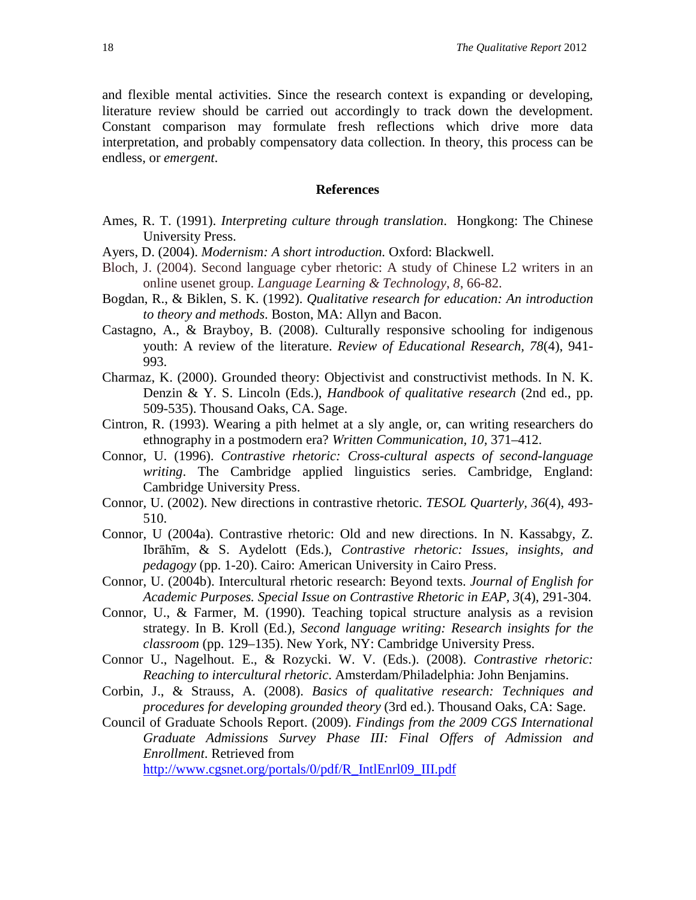and flexible mental activities. Since the research context is expanding or developing, literature review should be carried out accordingly to track down the development. Constant comparison may formulate fresh reflections which drive more data interpretation, and probably compensatory data collection. In theory, this process can be endless, or *emergent*.

## References

Ames, R. T. (1991). *Interpreting culture through translation*. Hongkong: The Chinese University Press.

Ayers, D. (2004). *Modernism: A short introduction.* Oxford: Blackwell.

Bloch, J. (2004). Second language cyber rhetoric: A study of Chinese L2 writers in an online usenet group. *Language Learning & Technology*, *8*, 66-82.

Bogdan, R., & Biklen, S. K. (1992). *Qualitative research for education: An introduction to theory and methods*. Boston, MA: Allyn and Bacon.

Castagno, A., & Brayboy, B. (2008). Culturally responsive schooling for indigenous youth: A review of the literature. *Review of Educational Research*, *78*(4), 941-993.

Charmaz, K. (2000). Grounded theory: Objectivist and constructivist methods. In N. K. Denzin & Y. S. Lincoln (Eds.), *Handbook of qualitative research* (2nd ed., pp. 509-535). Thousand Oaks, CA. Sage.

Cintron, R. (1993). Wearing a pith helmet at a sly angle, or, can writing researchers do ethnography in a postmodern era? *Written Communication*, *10,* 371–412.

Connor, U. (1996). *Contrastive rhetoric: Cross-cultural aspects of second-language writing*. The Cambridge applied linguistics series. Cambridge, England: Cambridge University Press.

Connor, U. (2002). New directions in contrastive rhetoric. *TESOL Quarterly, 36*(4), 493-510.

Connor, U (2004a). Contrastive rhetoric: Old and new directions. In N. Kassabgy, Z. Ibrāhīm, & S. Aydelott (Eds.), *Contrastive rhetoric: Issues, insights, and pedagogy* (pp. 1-20). Cairo: American University in Cairo Press.

Connor, U. (2004b). Intercultural rhetoric research: Beyond texts. *Journal of English for Academic Purposes. Special Issue on Contrastive Rhetoric in EAP, 3*(4), 291-304.

Connor, U., & Farmer, M. (1990). Teaching topical structure analysis as a revision strategy. In B. Kroll (Ed.), *Second language writing: Research insights for the classroom* (pp. 129–135). New York, NY: Cambridge University Press.

Connor U., Nagelhout. E., & Rozycki. W. V. (Eds.). (2008). *Contrastive rhetoric: Reaching to intercultural rhetoric*. Amsterdam/Philadelphia: John Benjamins.

Corbin, J., & Strauss, A. (2008). *Basics of qualitative research: Techniques and procedures for developing grounded theory* (3rd ed.). Thousand Oaks, CA: Sage.

Council of Graduate Schools Report. (2009). *Findings from the 2009 CGS International Graduate Admissions Survey Phase III: Final Offers of Admission and Enrollment*. Retrieved from http://www.cgsnet.org/portals/0/pdf/R_IntlEnrl09_III.pdf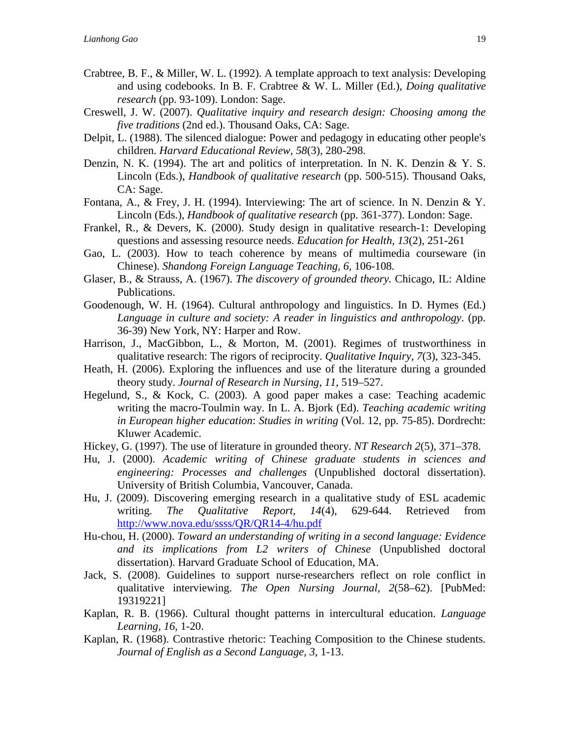Crabtree, B. F., & Miller, W. L. (1992). A template approach to text analysis: Developing and using codebooks. In B. F. Crabtree & W. L. Miller (Ed.), *Doing qualitative research* (pp. 93-109). London: Sage.

Creswell, J. W. (2007). *Qualitative inquiry and research design: Choosing among the five traditions* (2nd ed.). Thousand Oaks, CA: Sage.

Delpit, L. (1988). The silenced dialogue: Power and pedagogy in educating other people's children. *Harvard Educational Review, 58*(3), 280-298.

Denzin, N. K. (1994). The art and politics of interpretation. In N. K. Denzin & Y. S. Lincoln (Eds.), *Handbook of qualitative research* (pp. 500-515). Thousand Oaks, CA: Sage.

Fontana, A., & Frey, J. H. (1994). Interviewing: The art of science. In N. Denzin & Y. Lincoln (Eds.), *Handbook of qualitative research* (pp. 361-377). London: Sage.

Frankel, R., & Devers, K. (2000). Study design in qualitative research-1: Developing questions and assessing resource needs. *Education for Health, 13*(2), 251-261

Gao, L. (2003). How to teach coherence by means of multimedia courseware (in Chinese). *Shandong Foreign Language Teaching, 6*, 106-108.

Glaser, B., & Strauss, A. (1967). *The discovery of grounded theory.* Chicago, IL: Aldine Publications.

Goodenough, W. H. (1964). Cultural anthropology and linguistics. In D. Hymes (Ed.) *Language in culture and society: A reader in linguistics and anthropology*. (pp. 36-39) New York, NY: Harper and Row.

Harrison, J., MacGibbon, L., & Morton, M. (2001). Regimes of trustworthiness in qualitative research: The rigors of reciprocity. *Qualitative Inquiry, 7*(3), 323-345.

Heath, H. (2006). Exploring the influences and use of the literature during a grounded theory study. *Journal of Research in Nursing, 11*, 519–527.

Hegelund, S., & Kock, C. (2003). A good paper makes a case: Teaching academic writing the macro-Toulmin way. In L. A. Bjork (Ed). *Teaching academic writing in European higher education*: *Studies in writing* (Vol. 12, pp. 75-85). Dordrecht: Kluwer Academic.

Hickey, G. (1997). The use of literature in grounded theory. *NT Research 2*(5), 371–378.

Hu, J. (2000). *Academic writing of Chinese graduate students in sciences and engineering: Processes and challenges* (Unpublished doctoral dissertation). University of British Columbia, Vancouver, Canada.

Hu, J. (2009). Discovering emerging research in a qualitative study of ESL academic writing. *The Qualitative Report, 14*(4), 629-644. Retrieved from http://www.nova.edu/ssss/QR/QR14-4/hu.pdf

Hu-chou, H. (2000). *Toward an understanding of writing in a second language: Evidence and its implications from L2 writers of Chinese* (Unpublished doctoral dissertation). Harvard Graduate School of Education, MA.

Jack, S. (2008). Guidelines to support nurse-researchers reflect on role conflict in qualitative interviewing. *The Open Nursing Journal, 2*(58–62). [PubMed: 19319221]

Kaplan, R. B. (1966). Cultural thought patterns in intercultural education. *Language Learning, 16*, 1-20.

Kaplan, R. (1968). Contrastive rhetoric: Teaching Composition to the Chinese students. *Journal of English as a Second Language, 3*, 1-13.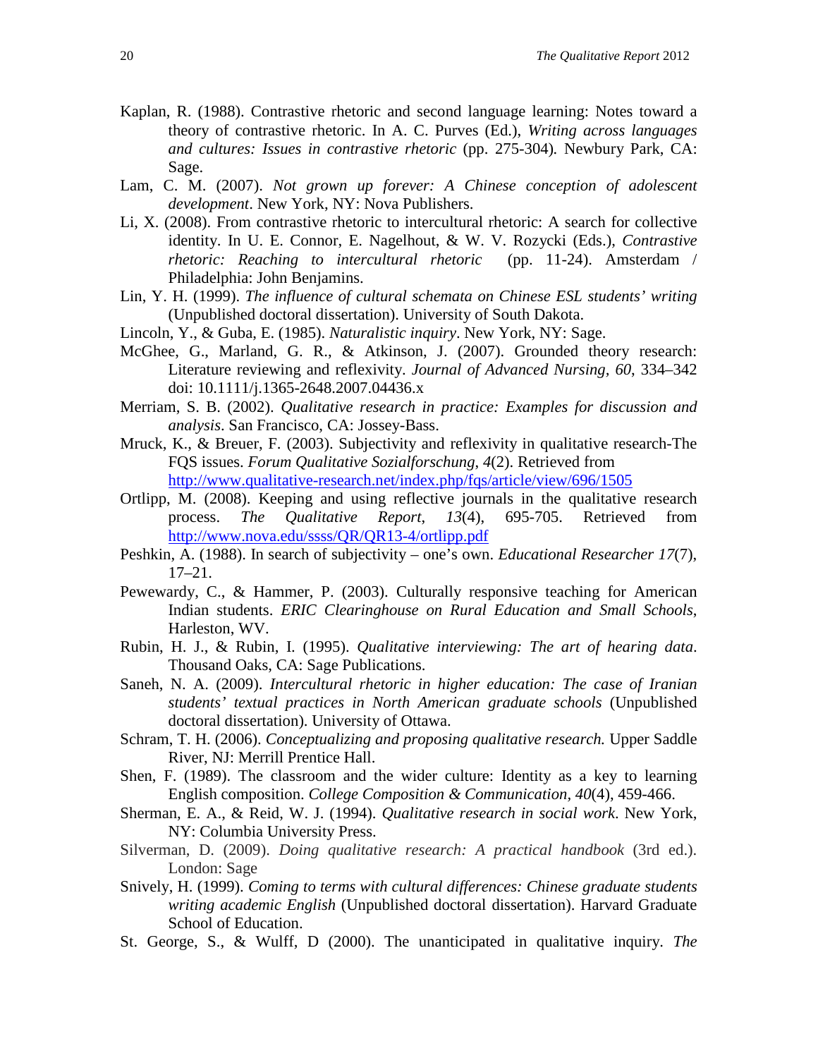Kaplan, R. (1988). Contrastive rhetoric and second language learning: Notes toward a theory of contrastive rhetoric. In A. C. Purves (Ed.), *Writing across languages and cultures: Issues in contrastive rhetoric* (pp. 275-304). Newbury Park, CA: Sage.

Lam, C. M. (2007). *Not grown up forever: A Chinese conception of adolescent development*. New York, NY: Nova Publishers.

Li, X. (2008). From contrastive rhetoric to intercultural rhetoric: A search for collective identity. In U. E. Connor, E. Nagelhout, & W. V. Rozycki (Eds.), *Contrastive rhetoric: Reaching to intercultural rhetoric* (pp. 11-24). Amsterdam / Philadelphia: John Benjamins.

Lin, Y. H. (1999). *The influence of cultural schemata on Chinese ESL students' writing* (Unpublished doctoral dissertation). University of South Dakota.

Lincoln, Y., & Guba, E. (1985). *Naturalistic inquiry*. New York, NY: Sage.

McGhee, G., Marland, G. R., & Atkinson, J. (2007). Grounded theory research: Literature reviewing and reflexivity. *Journal of Advanced Nursing, 60*, 334–342 doi: 10.1111/j.1365-2648.2007.04436.x

Merriam, S. B. (2002). *Qualitative research in practice: Examples for discussion and analysis*. San Francisco, CA: Jossey-Bass.

Mruck, K., & Breuer, F. (2003). Subjectivity and reflexivity in qualitative research-The FQS issues. *Forum Qualitative Sozialforschung*, *4*(2). Retrieved from http://www.qualitative-research.net/index.php/fqs/article/view/696/1505

Ortlipp, M. (2008). Keeping and using reflective journals in the qualitative research process. *The Qualitative Report*, *13*(4), 695-705. Retrieved from http://www.nova.edu/ssss/QR/QR13-4/ortlipp.pdf

Peshkin, A. (1988). In search of subjectivity – one's own. *Educational Researcher 17*(7), 17–21.

Pewewardy, C., & Hammer, P. (2003). Culturally responsive teaching for American Indian students. *ERIC Clearinghouse on Rural Education and Small Schools*, Harleston, WV.

Rubin, H. J., & Rubin, I. (1995). *Qualitative interviewing: The art of hearing data*. Thousand Oaks, CA: Sage Publications.

Saneh, N. A. (2009). *Intercultural rhetoric in higher education: The case of Iranian students' textual practices in North American graduate schools* (Unpublished doctoral dissertation). University of Ottawa.

Schram, T. H. (2006). *Conceptualizing and proposing qualitative research.* Upper Saddle River, NJ: Merrill Prentice Hall.

Shen, F. (1989). The classroom and the wider culture: Identity as a key to learning English composition. *College Composition & Communication, 40*(4), 459-466.

Sherman, E. A., & Reid, W. J. (1994). *Qualitative research in social work*. New York, NY: Columbia University Press.

Silverman, D. (2009). *Doing qualitative research: A practical handbook* (3rd ed.). London: Sage

Snively, H. (1999). *Coming to terms with cultural differences: Chinese graduate students writing academic English* (Unpublished doctoral dissertation). Harvard Graduate School of Education.

St. George, S., & Wulff, D (2000). The unanticipated in qualitative inquiry. *The*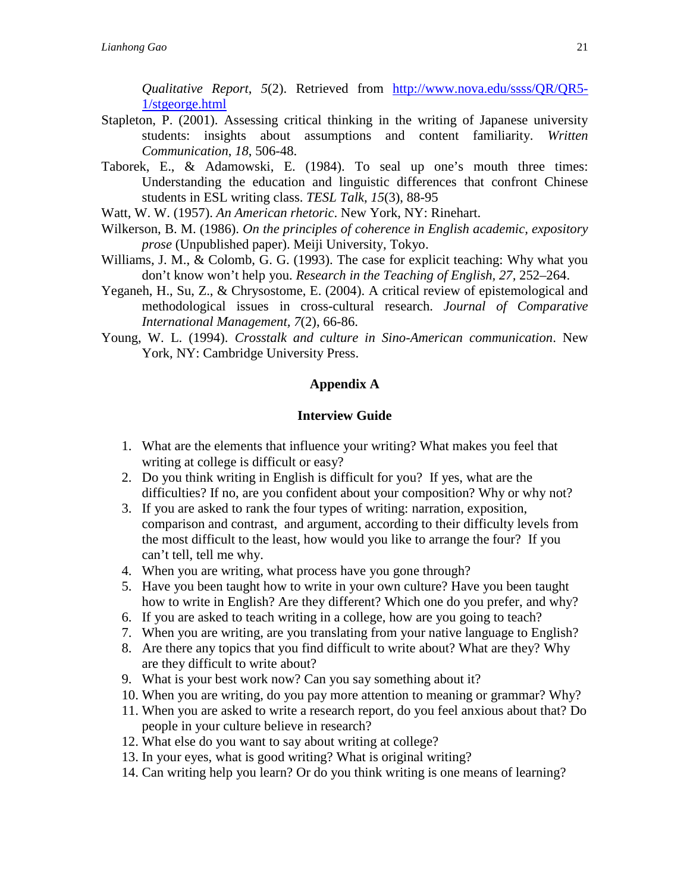*Qualitative Report*, *5*(2). Retrieved from http://www.nova.edu/ssss/QR/QR5-1/stgeorge.html

Stapleton, P. (2001). Assessing critical thinking in the writing of Japanese university students: insights about assumptions and content familiarity. *Written Communication*, *18*, 506-48.

Taborek, E., & Adamowski, E. (1984). To seal up one's mouth three times: Understanding the education and linguistic differences that confront Chinese students in ESL writing class. *TESL Talk*, *15*(3), 88-95

Watt, W. W. (1957). *An American rhetoric*. New York, NY: Rinehart.

Wilkerson, B. M. (1986). *On the principles of coherence in English academic, expository prose* (Unpublished paper). Meiji University, Tokyo.

Williams, J. M., & Colomb, G. G. (1993). The case for explicit teaching: Why what you don't know won't help you. *Research in the Teaching of English*, *27*, 252–264.

Yeganeh, H., Su, Z., & Chrysostome, E. (2004). A critical review of epistemological and methodological issues in cross-cultural research. *Journal of Comparative International Management, 7*(2), 66-86.

Young, W. L. (1994). *Crosstalk and culture in Sino-American communication*. New York, NY: Cambridge University Press.

## Appendix A

### Interview Guide

1. What are the elements that influence your writing? What makes you feel that writing at college is difficult or easy?
2. Do you think writing in English is difficult for you? If yes, what are the difficulties? If no, are you confident about your composition? Why or why not?
3. If you are asked to rank the four types of writing: narration, exposition, comparison and contrast, and argument, according to their difficulty levels from the most difficult to the least, how would you like to arrange the four? If you can't tell, tell me why.
4. When you are writing, what process have you gone through?
5. Have you been taught how to write in your own culture? Have you been taught how to write in English? Are they different? Which one do you prefer, and why?
6. If you are asked to teach writing in a college, how are you going to teach?
7. When you are writing, are you translating from your native language to English?
8. Are there any topics that you find difficult to write about? What are they? Why are they difficult to write about?
9. What is your best work now? Can you say something about it?
10. When you are writing, do you pay more attention to meaning or grammar? Why?
11. When you are asked to write a research report, do you feel anxious about that? Do people in your culture believe in research?
12. What else do you want to say about writing at college?
13. In your eyes, what is good writing? What is original writing?
14. Can writing help you learn? Or do you think writing is one means of learning?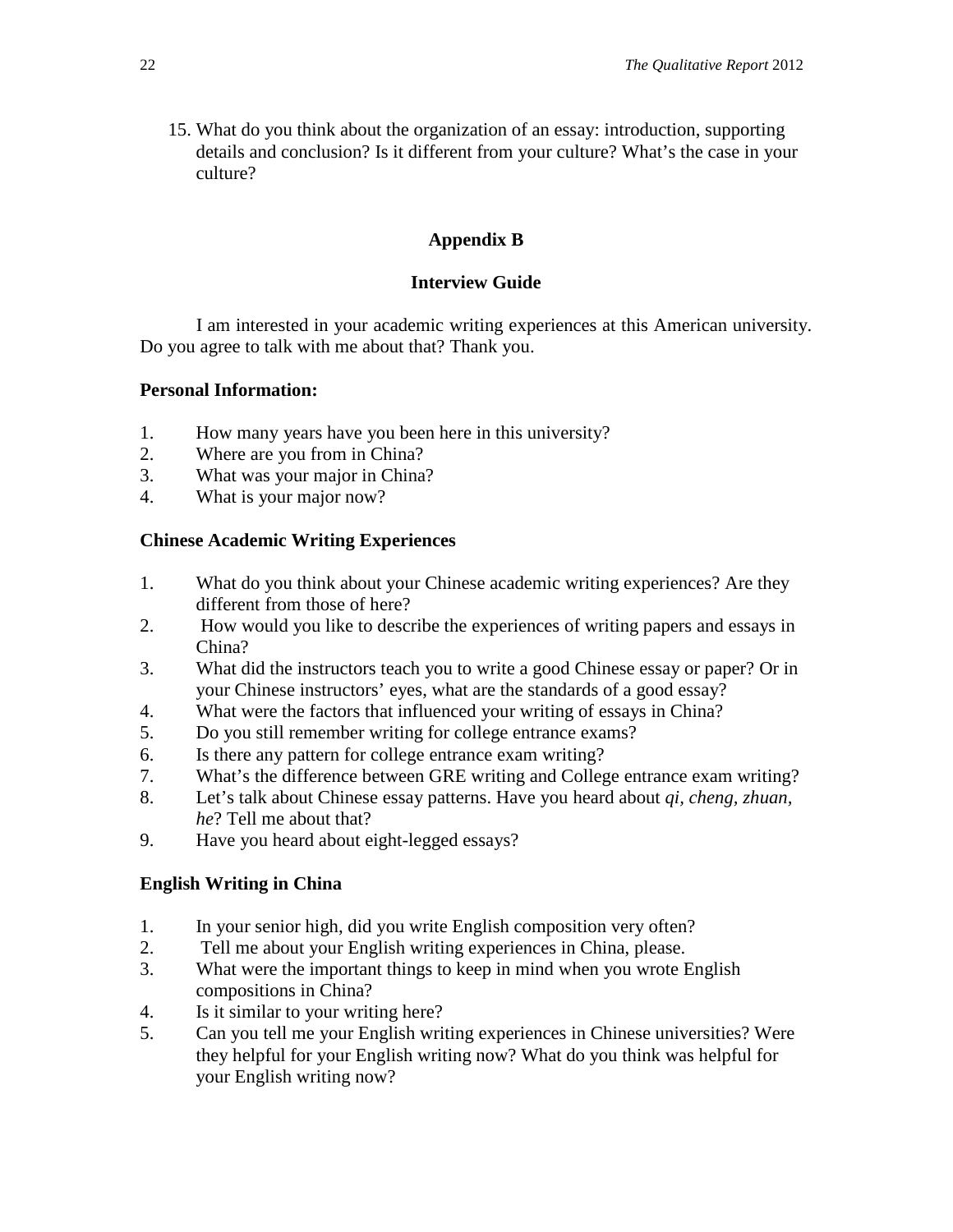15. What do you think about the organization of an essay: introduction, supporting details and conclusion? Is it different from your culture? What's the case in your culture?

## Appendix B

## Interview Guide

I am interested in your academic writing experiences at this American university. Do you agree to talk with me about that? Thank you.

**Personal Information:**

1. How many years have you been here in this university?
2. Where are you from in China?
3. What was your major in China?
4. What is your major now?

**Chinese Academic Writing Experiences**

1. What do you think about your Chinese academic writing experiences? Are they different from those of here?
2. How would you like to describe the experiences of writing papers and essays in China?
3. What did the instructors teach you to write a good Chinese essay or paper? Or in your Chinese instructors' eyes, what are the standards of a good essay?
4. What were the factors that influenced your writing of essays in China?
5. Do you still remember writing for college entrance exams?
6. Is there any pattern for college entrance exam writing?
7. What's the difference between GRE writing and College entrance exam writing?
8. Let's talk about Chinese essay patterns. Have you heard about *qi, cheng, zhuan, he*? Tell me about that?
9. Have you heard about eight-legged essays?

**English Writing in China**

1. In your senior high, did you write English composition very often?
2. Tell me about your English writing experiences in China, please.
3. What were the important things to keep in mind when you wrote English compositions in China?
4. Is it similar to your writing here?
5. Can you tell me your English writing experiences in Chinese universities? Were they helpful for your English writing now? What do you think was helpful for your English writing now?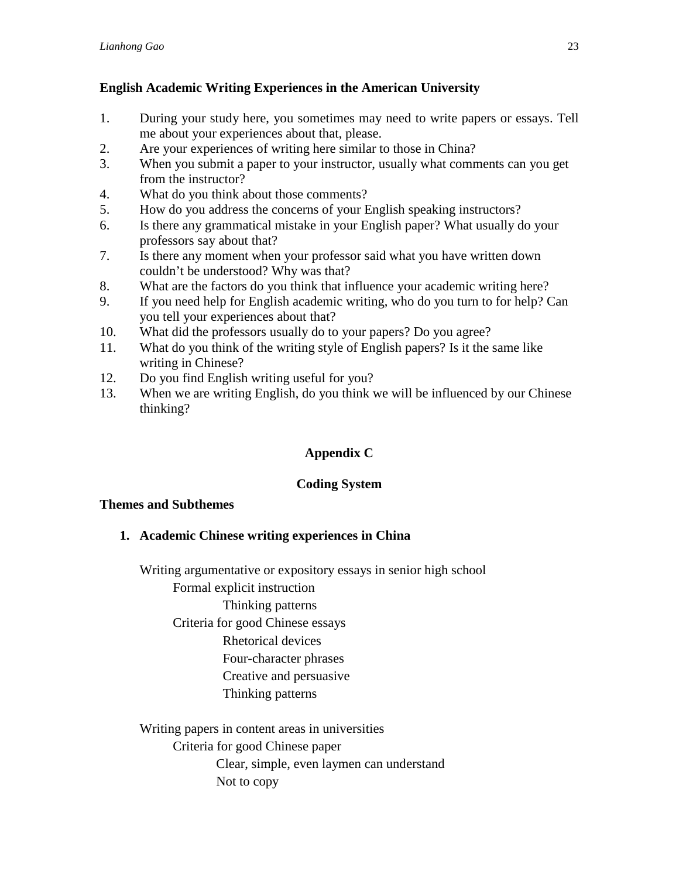**English Academic Writing Experiences in the American University**

1. During your study here, you sometimes may need to write papers or essays. Tell me about your experiences about that, please.
2. Are your experiences of writing here similar to those in China?
3. When you submit a paper to your instructor, usually what comments can you get from the instructor?
4. What do you think about those comments?
5. How do you address the concerns of your English speaking instructors?
6. Is there any grammatical mistake in your English paper? What usually do your professors say about that?
7. Is there any moment when your professor said what you have written down couldn't be understood? Why was that?
8. What are the factors do you think that influence your academic writing here?
9. If you need help for English academic writing, who do you turn to for help? Can you tell your experiences about that?
10. What did the professors usually do to your papers? Do you agree?
11. What do you think of the writing style of English papers? Is it the same like writing in Chinese?
12. Do you find English writing useful for you?
13. When we are writing English, do you think we will be influenced by our Chinese thinking?

## Appendix C

### Coding System

**Themes and Subthemes**

1. **Academic Chinese writing experiences in China**

    Writing argumentative or expository essays in senior high school
    - Formal explicit instruction
        - Thinking patterns
    - Criteria for good Chinese essays
        - Rhetorical devices
        - Four-character phrases
        - Creative and persuasive
        - Thinking patterns

    Writing papers in content areas in universities
    - Criteria for good Chinese paper
        - Clear, simple, even laymen can understand
        - Not to copy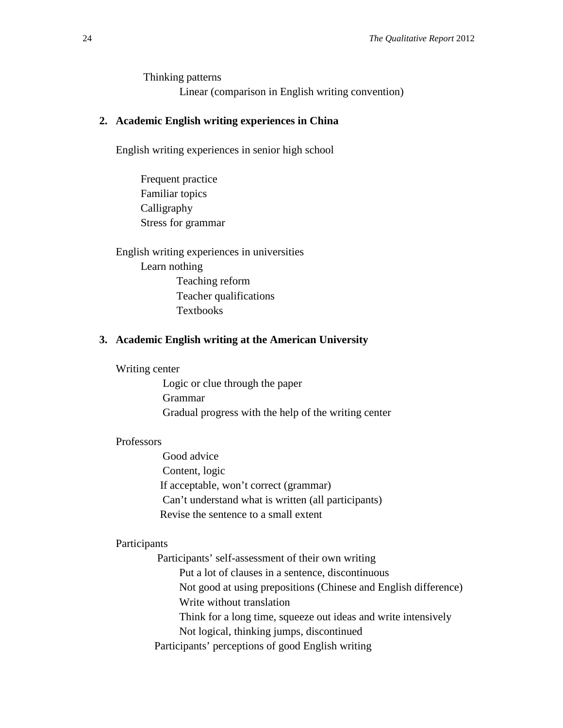Thinking patterns

- Linear (comparison in English writing convention)

**2. Academic English writing experiences in China**

English writing experiences in senior high school

- Frequent practice
- Familiar topics
- Calligraphy
- Stress for grammar

English writing experiences in universities

- Learn nothing
  - Teaching reform
  - Teacher qualifications
  - Textbooks

**3. Academic English writing at the American University**

Writing center

- Logic or clue through the paper
- Grammar
- Gradual progress with the help of the writing center

Professors

- Good advice
- Content, logic
- If acceptable, won't correct (grammar)
- Can't understand what is written (all participants)
- Revise the sentence to a small extent

Participants

- Participants' self-assessment of their own writing
  - Put a lot of clauses in a sentence, discontinuous
  - Not good at using prepositions (Chinese and English difference)
  - Write without translation
  - Think for a long time, squeeze out ideas and write intensively
  - Not logical, thinking jumps, discontinued
- Participants' perceptions of good English writing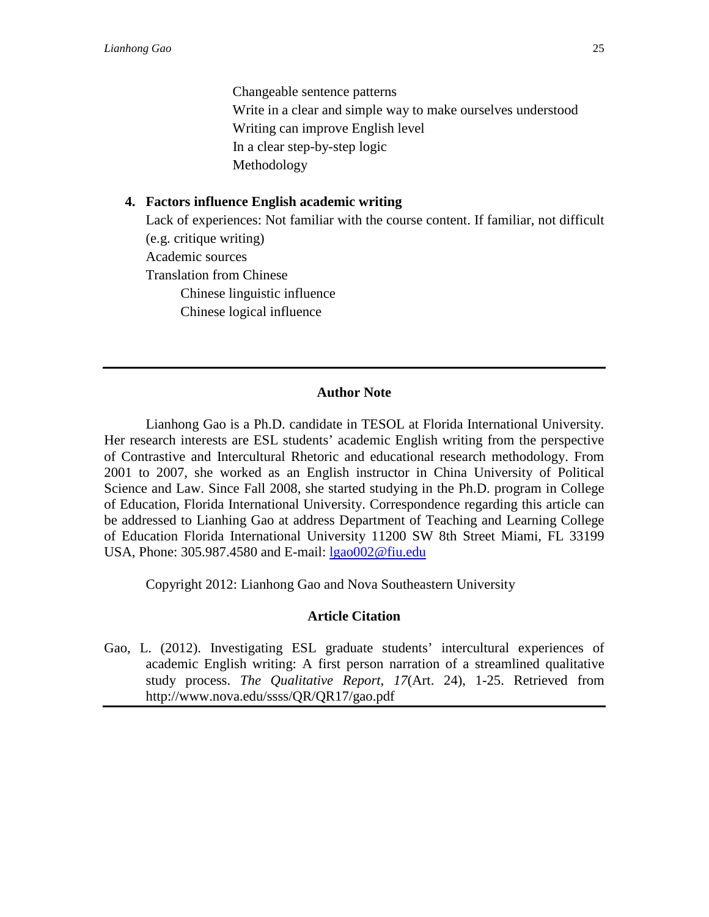Changeable sentence patterns
Write in a clear and simple way to make ourselves understood
Writing can improve English level
In a clear step-by-step logic
Methodology

4. **Factors influence English academic writing**
   Lack of experiences: Not familiar with the course content. If familiar, not difficult (e.g. critique writing)
   Academic sources
   Translation from Chinese
      Chinese linguistic influence
      Chinese logical influence

---

## Author Note

Lianhong Gao is a Ph.D. candidate in TESOL at Florida International University. Her research interests are ESL students' academic English writing from the perspective of Contrastive and Intercultural Rhetoric and educational research methodology. From 2001 to 2007, she worked as an English instructor in China University of Political Science and Law. Since Fall 2008, she started studying in the Ph.D. program in College of Education, Florida International University. Correspondence regarding this article can be addressed to Lianhing Gao at address Department of Teaching and Learning College of Education Florida International University 11200 SW 8th Street Miami, FL 33199 USA, Phone: 305.987.4580 and E-mail: lgao002@fiu.edu

Copyright 2012: Lianhong Gao and Nova Southeastern University

## Article Citation

Gao, L. (2012). Investigating ESL graduate students' intercultural experiences of academic English writing: A first person narration of a streamlined qualitative study process. *The Qualitative Report, 17*(Art. 24), 1-25. Retrieved from http://www.nova.edu/ssss/QR/QR17/gao.pdf